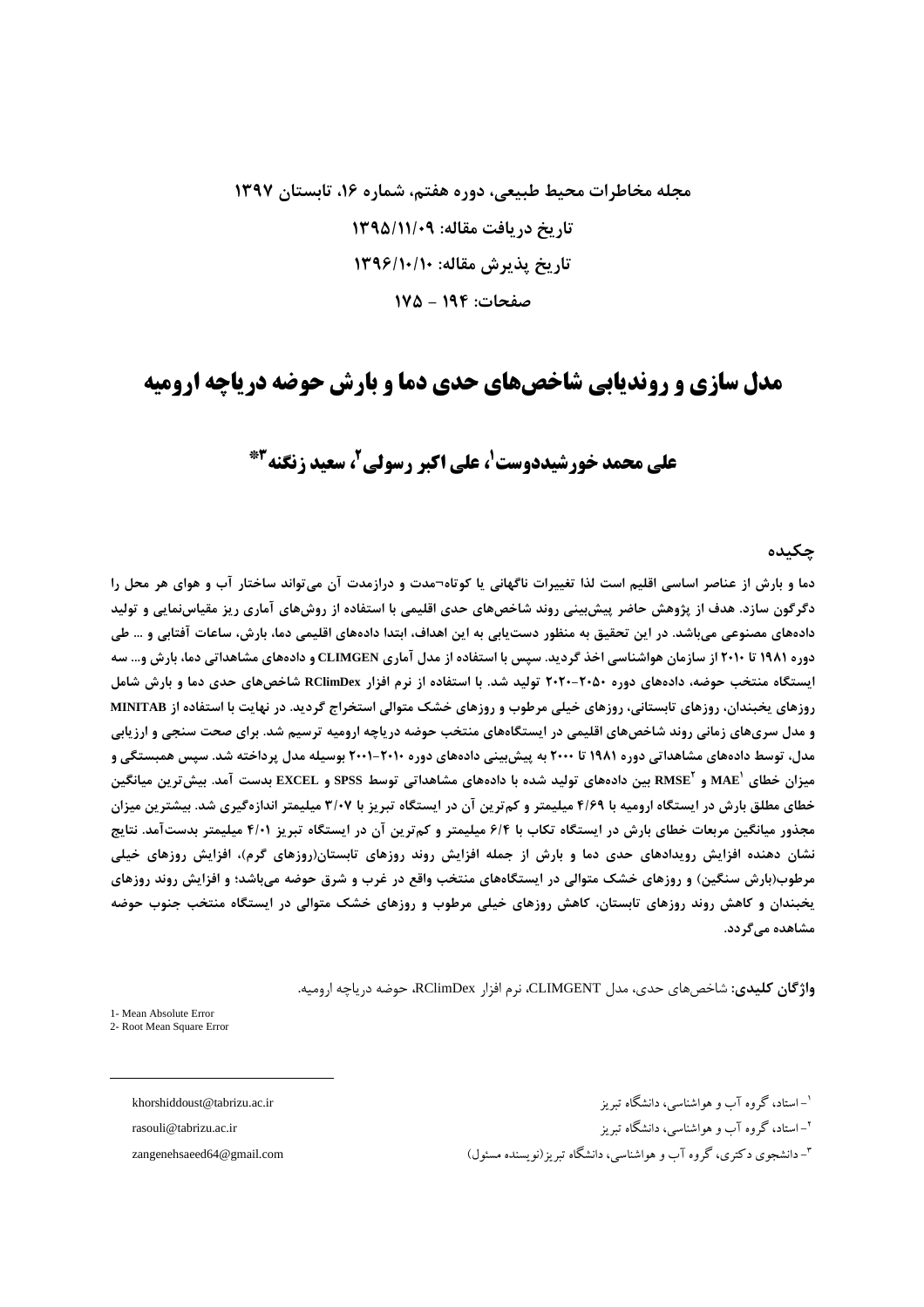مجله مخاطرات محیط طبیعی، دوره هفتم، شماره ۱۶، تابستان ۱۳۹۷

تاریخ دریافت مقاله: ۱۳۹۵/۱۱/۰۹

تاریخ پذیرش مقاله: ۱۳۹۶/۱۰/۱۰

صفحات: ۱۹۴ - ۱۷۵

# مدل سازی و روندیابی شاخص‌های حدی دما و بارش حوضه دریاچه ارومیه

## علی محمد خورشیددوست[1]، علی اکبر رسولی[2]، سعید زنگنه[3]*

### چکیده

دما و بارش از عناصر اساسی اقلیم است لذا تغییرات ناگهانی یا کوتاه¬مدت و درازمدت آن می‌تواند ساختار آب و هوای هر محل را دگرگون سازد. هدف از پژوهش حاضر پیش‌بینی روند شاخص‌های حدی اقلیمی با استفاده از روش‌های آماری ریز مقیاس‌نمایی و تولید داده‌های مصنوعی می‌باشد. در این تحقیق به منظور دست‌یابی به این اهداف، ابتدا داده‌های اقلیمی دما، بارش، ساعات آفتابی و ... طی دوره ۱۹۸۱ تا ۲۰۱۰ از سازمان هواشناسی اخذ گردید. سپس با استفاده از مدل آماری CLIMGEN و داده‌های مشاهداتی دما، بارش و... سه ایستگاه منتخب حوضه، داده‌های دوره ۲۰۵۰-۲۰۲۰ تولید شد. با استفاده از نرم افزار RClimDex شاخص‌های حدی دما و بارش شامل روزهای یخبندان، روزهای تابستانی، روزهای خیلی مرطوب و روزهای خشک متوالی استخراج گردید. در نهایت با استفاده از MINITAB و مدل سری‌های زمانی روند شاخص‌های اقلیمی در ایستگاه‌های منتخب حوضه دریاچه ارومیه ترسیم شد. برای صحت سنجی و ارزیابی مدل، توسط داده‌های مشاهداتی دوره ۱۹۸۱ تا ۲۰۰۰ به پیش‌بینی داده‌های دوره ۲۰۱۰-۲۰۰۱ بوسیله مدل پرداخته شد. سپس همبستگی و میزان خطای MAE[1] و RMSE[2] بین داده‌های تولید شده با داده‌های مشاهداتی توسط SPSS و EXCEL بدست آمد. بیش‌ترین میانگین خطای مطلق بارش در ایستگاه ارومیه با ۴/۶۹ میلیمتر و کم‌ترین آن در ایستگاه تبریز با ۳/۰۷ میلیمتر اندازه‌گیری شد. بیشترین میزان مجذور میانگین مربعات خطای بارش در ایستگاه تکاب با ۶/۴ میلیمتر و کم‌ترین آن در ایستگاه تبریز ۴/۰۱ میلیمتر بدست‌آمد. نتایج نشان دهنده افزایش رویدادهای حدی دما و بارش از جمله افزایش روند روزهای تابستان(روزهای گرم)، افزایش روزهای خیلی مرطوب(بارش سنگین) و روزهای خشک متوالی در ایستگاه‌های منتخب واقع در غرب و شرق حوضه می‌باشد؛ و افزایش روند روزهای یخبندان و کاهش روند روزهای تابستان، کاهش روزهای خیلی مرطوب و روزهای خشک متوالی در ایستگاه منتخب جنوب حوضه مشاهده می‌گردد.

**واژگان کلیدی:** شاخص‌های حدی، مدل CLIMGENT، نرم افزار RClimDex، حوضه دریاچه ارومیه.

1- Mean Absolute Error
2- Root Mean Square Error

---

[1]- استاد، گروه آب و هواشناسی، دانشگاه تبریز khorshiddoust@tabrizu.ac.ir

[2]- استاد، گروه آب و هواشناسی، دانشگاه تبریز rasouli@tabrizu.ac.ir

[3]- دانشجوی دکتری، گروه آب و هواشناسی، دانشگاه تبریز(نویسنده مسئول) zangenehsaeed64@gmail.com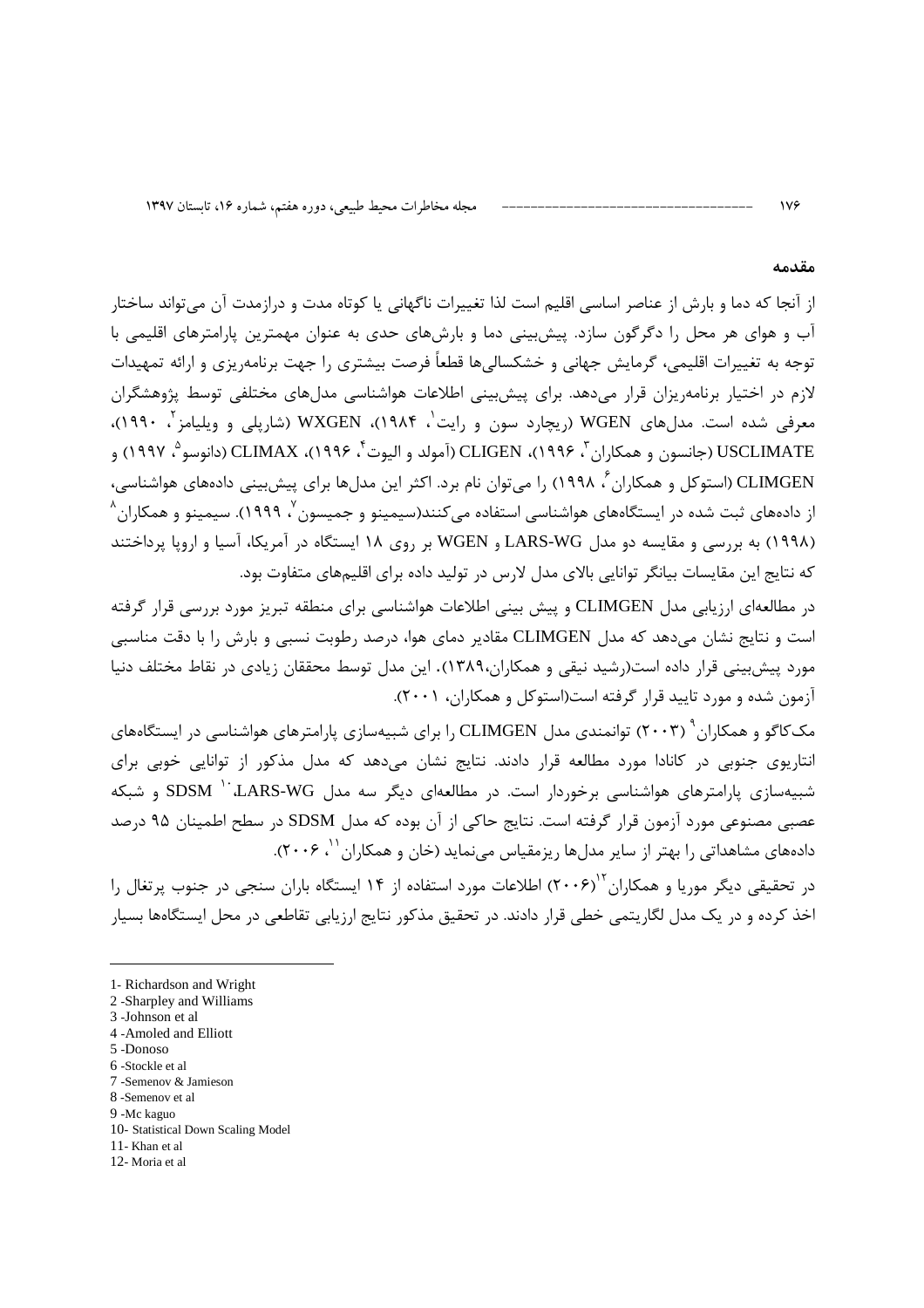## مقدمه

از آنجا که دما و بارش از عناصر اساسی اقلیم است لذا تغییرات ناگهانی یا کوتاه مدت و درازمدت آن می‌تواند ساختار آب و هوای هر محل را دگرگون سازد. پیش‌بینی دما و بارش‌های حدی به عنوان مهمترین پارامترهای اقلیمی با توجه به تغییرات اقلیمی، گرمایش جهانی و خشکسالی‌ها قطعاً فرصت بیشتری را جهت برنامه‌ریزی و ارائه تمهیدات لازم در اختیار برنامه‌ریزان قرار می‌دهد. برای پیش‌بینی اطلاعات هواشناسی مدل‌های مختلفی توسط پژوهشگران معرفی شده است. مدل‌های WGEN (ریچارد سون و رایت[1]، ۱۹۸۴)، WXGEN (شارپلی و ویلیامز[2]، ۱۹۹۰)، USCLIMATE (جانسون و همکاران[3]، ۱۹۹۶)، CLIGEN (آمولد و الیوت[4]، ۱۹۹۶)، CLIMAX (دانوسو[5]، ۱۹۹۷) و CLIMGEN (استوکل و همکاران[6]، ۱۹۹۸) را می‌توان نام برد. اکثر این مدل‌ها برای پیش‌بینی داده‌های هواشناسی، از داده‌های ثبت شده در ایستگاه‌های هواشناسی استفاده می‌کنند(سیمینو و جمیسون[7]، ۱۹۹۹). سیمینو و همکاران[8] (۱۹۹۸) به بررسی و مقایسه دو مدل LARS-WG و WGEN بر روی ۱۸ ایستگاه در آمریکا، آسیا و اروپا پرداختند که نتایج این مقایسات بیانگر توانایی بالای مدل لارس در تولید داده برای اقلیم‌های متفاوت بود.

در مطالعه‌ای ارزیابی مدل CLIMGEN و پیش بینی اطلاعات هواشناسی برای منطقه تبریز مورد بررسی قرار گرفته است و نتایج نشان می‌دهد که مدل CLIMGEN مقادیر دمای هوا، درصد رطوبت نسبی و بارش را با دقت مناسبی مورد پیش‌بینی قرار داده است(رشید نیقی و همکاران،۱۳۸۹). این مدل توسط محققان زیادی در نقاط مختلف دنیا آزمون شده و مورد تایید قرار گرفته است(استوکل و همکاران، ۲۰۰۱).

مک‌کاگو و همکاران[9] (۲۰۰۳) توانمندی مدل CLIMGEN را برای شبیه‌سازی پارامترهای هواشناسی در ایستگاه‌های انتاریوی جنوبی در کانادا مورد مطالعه قرار دادند. نتایج نشان می‌دهد که مدل مذکور از توانایی خوبی برای شبیه‌سازی پارامترهای هواشناسی برخوردار است. در مطالعه‌ای دیگر سه مدل LARS-WG، SDSM[10] و شبکه عصبی مصنوعی مورد آزمون قرار گرفته است. نتایج حاکی از آن بوده که مدل SDSM در سطح اطمینان ۹۵ درصد داده‌های مشاهداتی را بهتر از سایر مدل‌ها ریزمقیاس می‌نماید (خان و همکاران[11]، ۲۰۰۶).

در تحقیقی دیگر موریا و همکاران[12](۲۰۰۶) اطلاعات مورد استفاده از ۱۴ ایستگاه باران سنجی در جنوب پرتغال را اخذ کرده و در یک مدل لگاریتمی خطی قرار دادند. در تحقیق مذکور نتایج ارزیابی تقاطعی در محل ایستگاه‌ها بسیار

---

1- Richardson and Wright
2 -Sharpley and Williams
3 -Johnson et al
4 -Amoled and Elliott
5 -Donoso
6 -Stockle et al
7 -Semenov & Jamieson
8 -Semenov et al
9 -Mc kaguo
10- Statistical Down Scaling Model
11- Khan et al
12- Moria et al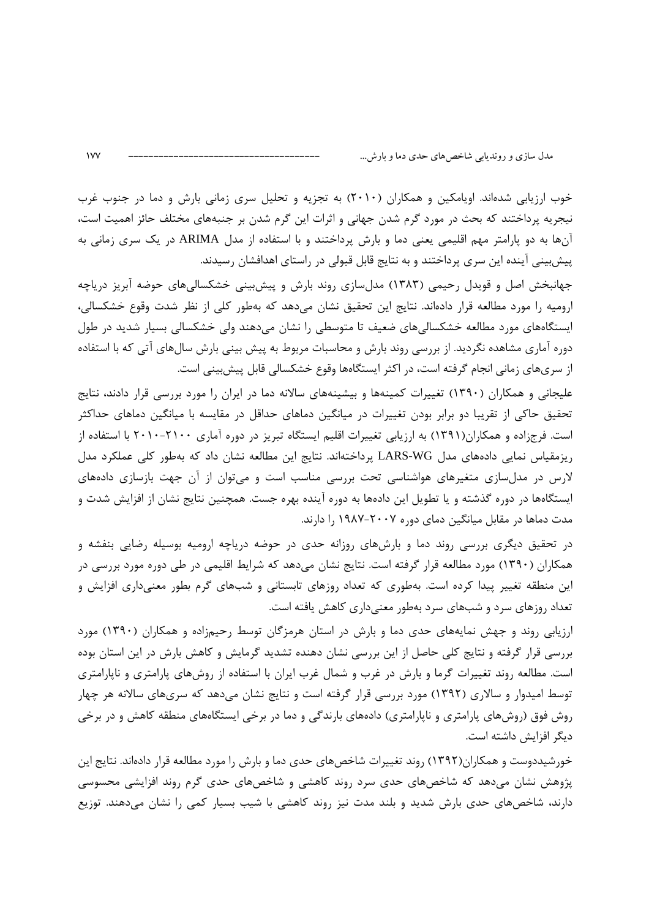خوب ارزیابی شده‌اند. اویامکین و همکاران (۲۰۱۰) به تجزیه و تحلیل سری زمانی بارش و دما در جنوب غرب نیجریه پرداختند که بحث در مورد گرم شدن جهانی و اثرات این گرم شدن بر جنبه‌های مختلف حائز اهمیت است، آن‌ها به دو پارامتر مهم اقلیمی یعنی دما و بارش پرداختند و با استفاده از مدل ARIMA در یک سری زمانی به پیش‌بینی آینده این سری پرداختند و به نتایج قابل قبولی در راستای اهدافشان رسیدند.

جهانبخش اصل و قویدل رحیمی (۱۳۸۳) مدل‌سازی روند بارش و پیش‌بینی خشکسالی‌های حوضه آبریز دریاچه ارومیه را مورد مطالعه قرار داده‌اند. نتایج این تحقیق نشان می‌دهد که به‌طور کلی از نظر شدت وقوع خشکسالی، ایستگاه‌های مورد مطالعه خشکسالی‌های ضعیف تا متوسطی را نشان می‌دهند ولی خشکسالی بسیار شدید در طول دوره آماری مشاهده نگردید. از بررسی روند بارش و محاسبات مربوط به پیش بینی بارش سال‌های آتی که با استفاده از سری‌های زمانی انجام گرفته است، در اکثر ایستگاه‌ها وقوع خشکسالی قابل پیش‌بینی است.

علیجانی و همکاران (۱۳۹۰) تغییرات کمینه‌ها و بیشینه‌های سالانه دما در ایران را مورد بررسی قرار دادند، نتایج تحقیق حاکی از تقریبا دو برابر بودن تغییرات در میانگین دماهای حداقل در مقایسه با میانگین دماهای حداکثر است. فرجزاده و همکاران(۱۳۹۱) به ارزیابی تغییرات اقلیم ایستگاه تبریز در دوره آماری ۲۱۰۰-۲۰۱۰ با استفاده از ریزمقیاس نمایی داده‌های مدل LARS-WG پرداخته‌اند. نتایج این مطالعه نشان داد که به‌طور کلی عملکرد مدل لارس در مدل‌سازی متغیرهای هواشناسی تحت بررسی مناسب است و می‌توان از آن جهت بازسازی داده‌های ایستگاه‌ها در دوره گذشته و یا تطویل این داده‌ها به دوره آینده بهره جست. همچنین نتایج نشان از افزایش شدت و مدت دماها در مقابل میانگین دمای دوره ۲۰۰۷-۱۹۸۷ را دارند.

در تحقیق دیگری بررسی روند دما و بارش‌های روزانه حدی در حوضه دریاچه ارومیه بوسیله رضایی بنفشه و همکاران (۱۳۹۰) مورد مطالعه قرار گرفته است. نتایج نشان می‌دهد که شرایط اقلیمی در طی دوره مورد بررسی در این منطقه تغییر پیدا کرده است. به‌طوری که تعداد روزهای تابستانی و شب‌های گرم بطور معنی‌داری افزایش و تعداد روزهای سرد و شب‌های سرد به‌طور معنی‌داری کاهش یافته است.

ارزیابی روند و جهش نمایه‌های حدی دما و بارش در استان هرمزگان توسط رحیم‌زاده و همکاران (۱۳۹۰) مورد بررسی قرار گرفته و نتایج کلی حاصل از این بررسی نشان دهنده تشدید گرمایش و کاهش بارش در این استان بوده است. مطالعه روند تغییرات گرما و بارش در غرب و شمال غرب ایران با استفاده از روش‌های پارامتری و ناپارامتری توسط امیدوار و سالاری (۱۳۹۲) مورد بررسی قرار گرفته است و نتایج نشان می‌دهد که سری‌های سالانه هر چهار روش فوق (روش‌های پارامتری و ناپارامتری) داده‌های بارندگی و دما در برخی ایستگاه‌های منطقه کاهش و در برخی دیگر افزایش داشته است.

خورشیددوست و همکاران(۱۳۹۲) روند تغییرات شاخص‌های حدی دما و بارش را مورد مطالعه قرار داده‌اند. نتایج این پژوهش نشان می‌دهد که شاخص‌های حدی سرد روند کاهشی و شاخص‌های حدی گرم روند افزایشی محسوسی دارند، شاخص‌های حدی بارش شدید و بلند مدت نیز روند کاهشی با شیب بسیار کمی را نشان می‌دهند. توزیع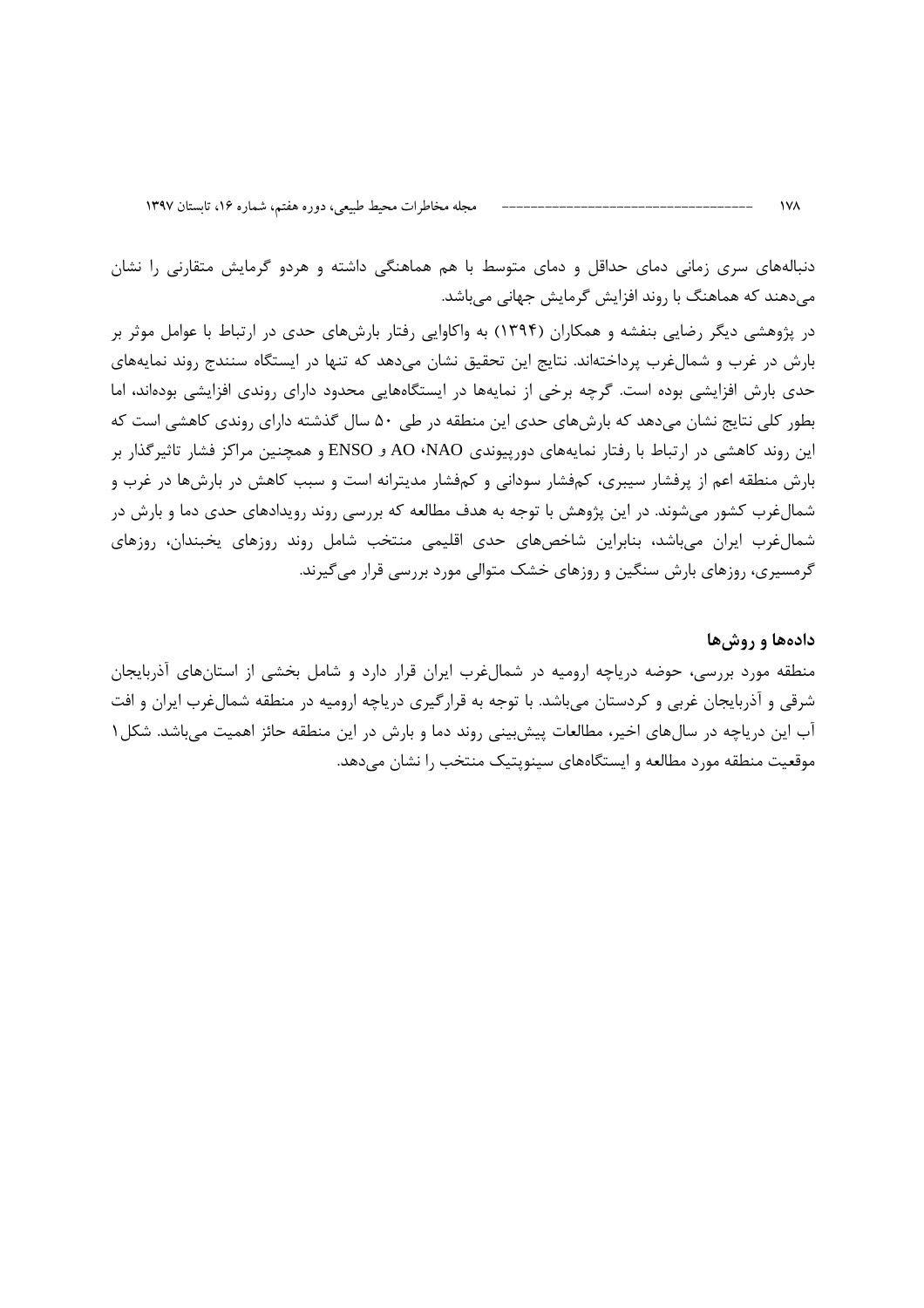دنباله‌های سری زمانی دمای حداقل و دمای متوسط با هم هماهنگی داشته و هردو گرمایش متقارنی را نشان می‌دهند که هماهنگ با روند افزایش گرمایش جهانی می‌باشد.

در پژوهشی دیگر رضایی بنفشه و همکاران (۱۳۹۴) به واکاوایی رفتار بارش‌های حدی در ارتباط با عوامل موثر بر بارش در غرب و شمال‌غرب پرداخته‌اند. نتایج این تحقیق نشان می‌دهد که تنها در ایستگاه سنندج روند نمایه‌های حدی بارش افزایشی بوده است. گرچه برخی از نمایه‌ها در ایستگاه‌هایی محدود دارای روندی افزایشی بوده‌اند، اما بطور کلی نتایج نشان می‌دهد که بارش‌های حدی این منطقه در طی ۵۰ سال گذشته دارای روندی کاهشی است که این روند کاهشی در ارتباط با رفتار نمایه‌های دورپیوندی NAO، AO و ENSO و همچنین مراکز فشار تاثیرگذار بر بارش منطقه اعم از پرفشار سیبری، کم‌فشار سودانی و کم‌فشار مدیترانه است و سبب کاهش در بارش‌ها در غرب و شمال‌غرب کشور می‌شوند. در این پژوهش با توجه به هدف مطالعه که بررسی روند رویدادهای حدی دما و بارش در شمال‌غرب ایران می‌باشد، بنابراین شاخص‌های حدی اقلیمی منتخب شامل روند روزهای یخبندان، روزهای گرمسیری، روزهای بارش سنگین و روزهای خشک متوالی مورد بررسی قرار می‌گیرند.

## داده‌ها و روش‌ها

منطقه مورد بررسی، حوضه دریاچه ارومیه در شمال‌غرب ایران قرار دارد و شامل بخشی از استان‌های آذربایجان شرقی و آذربایجان غربی و کردستان می‌باشد. با توجه به قرارگیری دریاچه ارومیه در منطقه شمال‌غرب ایران و افت آب این دریاچه در سال‌های اخیر، مطالعات پیش‌بینی روند دما و بارش در این منطقه حائز اهمیت می‌باشد. شکل۱ موقعیت منطقه مورد مطالعه و ایستگاه‌های سینوپتیک منتخب را نشان می‌دهد.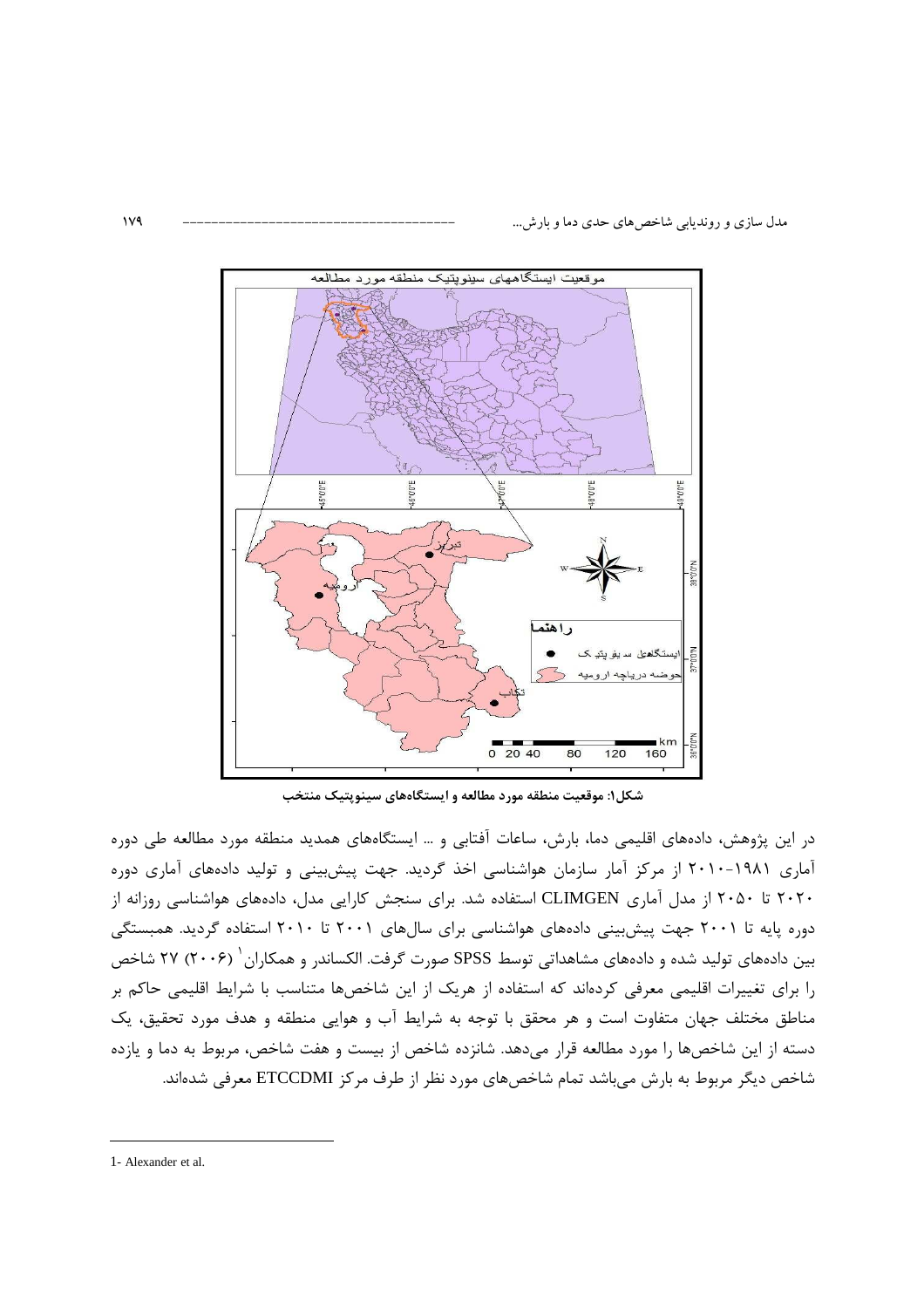شکل۱: موقعیت منطقه مورد مطالعه و ایستگاه‌های سینوپتیک منتخب

در این پژوهش، داده‌های اقلیمی دما، بارش، ساعات آفتابی و ... ایستگاه‌های همدید منطقه مورد مطالعه طی دوره آماری ۱۹۸۱-۲۰۱۰ از مرکز آمار سازمان هواشناسی اخذ گردید. جهت پیش‌بینی و تولید داده‌های آماری دوره ۲۰۲۰ تا ۲۰۵۰ از مدل آماری CLIMGEN استفاده شد. برای سنجش کارایی مدل، داده‌های هواشناسی روزانه از دوره پایه تا ۲۰۰۱ جهت پیش‌بینی داده‌های هواشناسی برای سال‌های ۲۰۰۱ تا ۲۰۱۰ استفاده گردید. همبستگی بین داده‌های تولید شده و داده‌های مشاهداتی توسط SPSS صورت گرفت. الکساندر و همکاران[1] (۲۰۰۶) ۲۷ شاخص را برای تغییرات اقلیمی معرفی کرده‌اند که استفاده از هریک از این شاخص‌ها متناسب با شرایط اقلیمی حاکم بر مناطق مختلف جهان متفاوت است و هر محقق با توجه به شرایط آب و هوایی منطقه و هدف مورد تحقیق، یک دسته از این شاخص‌ها را مورد مطالعه قرار می‌دهد. شانزده شاخص از بیست و هفت شاخص، مربوط به دما و یازده شاخص دیگر مربوط به بارش می‌باشد تمام شاخص‌های مورد نظر از طرف مرکز ETCCDMI معرفی شده‌اند.

---

1- Alexander et al.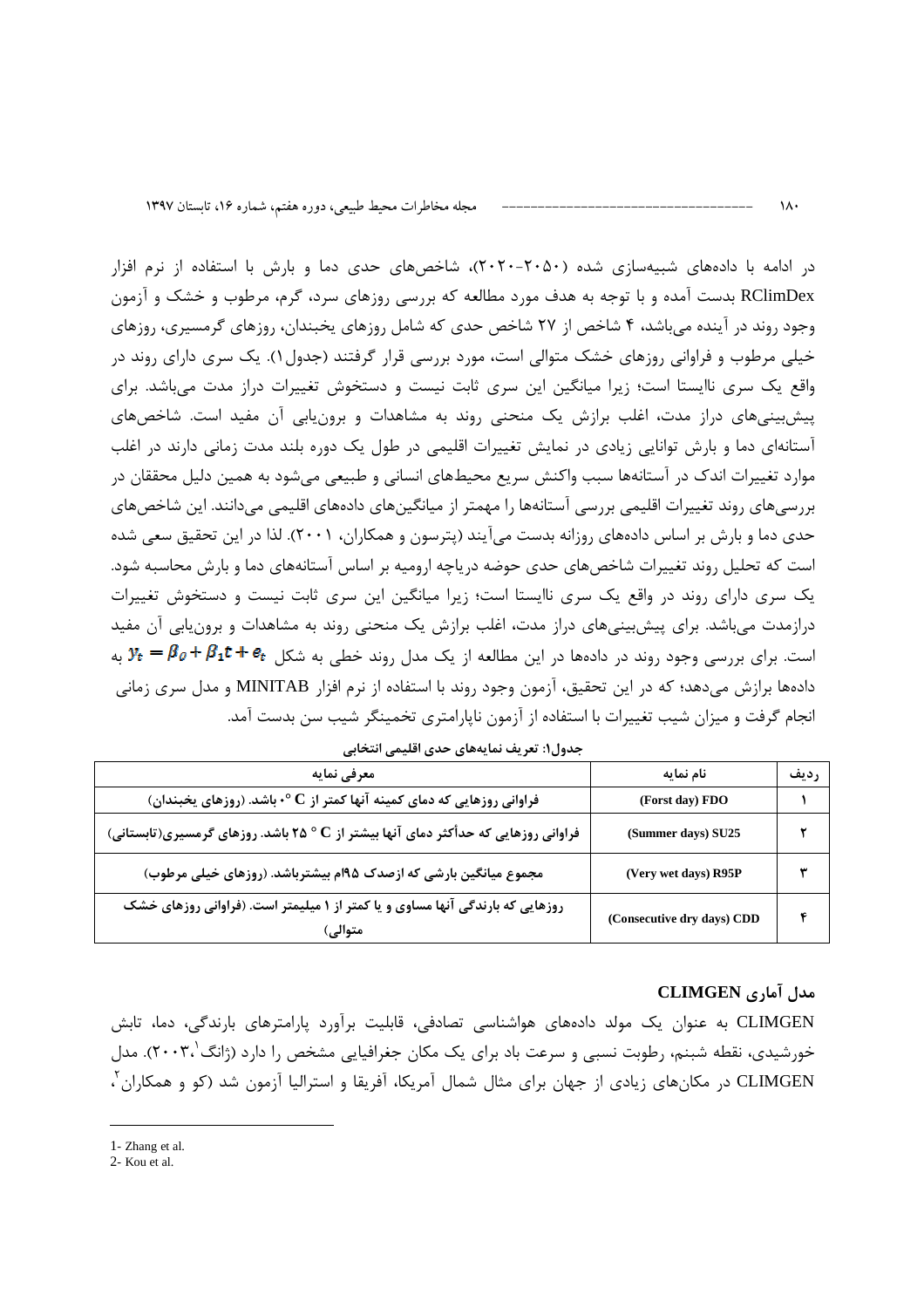در ادامه با داده‌های شبیه‌سازی شده (۲۰۵۰-۲۰۲۰)، شاخص‌های حدی دما و بارش با استفاده از نرم افزار RClimDex بدست آمده و با توجه به هدف مورد مطالعه که بررسی روزهای سرد، گرم، مرطوب و خشک و آزمون وجود روند در آینده می‌باشد، ۴ شاخص از ۲۷ شاخص حدی که شامل روزهای یخبندان، روزهای گرمسیری، روزهای خیلی مرطوب و فراوانی روزهای خشک متوالی است، مورد بررسی قرار گرفتند (جدول۱). یک سری دارای روند در واقع یک سری ناایستا است؛ زیرا میانگین این سری ثابت نیست و دستخوش تغییرات دراز مدت می‌باشد. برای پیش‌بینی‌های دراز مدت، اغلب برازش یک منحنی روند به مشاهدات و برون‌یابی آن مفید است. شاخص‌های آستانه‌ای دما و بارش توانایی زیادی در نمایش تغییرات اقلیمی در طول یک دوره بلند مدت زمانی دارند در اغلب موارد تغییرات اندک در آستانه‌ها سبب واکنش سریع محیط‌های انسانی و طبیعی می‌شود به همین دلیل محققان در بررسی‌های روند تغییرات اقلیمی بررسی آستانه‌ها را مهمتر از میانگین‌های داده‌های اقلیمی می‌دانند. این شاخص‌های حدی دما و بارش بر اساس داده‌های روزانه بدست می‌آیند (پترسون و همکاران، ۲۰۰۱). لذا در این تحقیق سعی شده است که تحلیل روند تغییرات شاخص‌های حدی حوضه دریاچه ارومیه بر اساس آستانه‌های دما و بارش محاسبه شود. یک سری دارای روند در واقع یک سری ناایستا است؛ زیرا میانگین این سری ثابت نیست و دستخوش تغییرات درازمدت می‌باشد. برای پیش‌بینی‌های دراز مدت، اغلب برازش یک منحنی روند به مشاهدات و برون‌یابی آن مفید است. برای بررسی وجود روند در داده‌ها در این مطالعه از یک مدل روند خطی به شکل $y_t = \beta_0 + \beta_1 t + e_t$ به داده‌ها برازش می‌دهد؛ که در این تحقیق، آزمون وجود روند با استفاده از نرم افزار MINITAB و مدل سری زمانی انجام گرفت و میزان شیب تغییرات با استفاده از آزمون ناپارامتری تخمینگر شیب سن بدست آمد.

**جدول۱: تعریف نمایه‌های حدی اقلیمی انتخابی**

| ردیف | نام نمایه | معرفی نمایه |
|---|---|---|
| ۱ | (Forst day) FDO | فراوانی روزهایی که دمای کمینه آنها کمتر از C °۰ باشد. (روزهای یخبندان) |
| ۲ | (Summer days) SU25 | فراوانی روزهایی که حداًکثر دمای آنها بیشتر از C ° ۲۵ باشد. روزهای گرمسیری(تابستانی) |
| ۳ | (Very wet days) R95P | مجموع میانگین بارشی که ازصدک ۹۵ام بیشترباشد. (روزهای خیلی مرطوب) |
| ۴ | (Consecutive dry days) CDD | روزهایی که بارندگی آنها مساوی و یا کمتر از ۱ میلیمتر است. (فراوانی روزهای خشک متوالی) |

## مدل آماری CLIMGEN

CLIMGEN به عنوان یک مولد داده‌های هواشناسی تصادفی، قابلیت برآورد پارامترهای بارندگی، دما، تابش خورشیدی، نقطه شبنم، رطوبت نسبی و سرعت باد برای یک مکان جغرافیایی مشخص را دارد (ژانگ[1]،۲۰۰۳). مدل CLIMGEN در مکان‌های زیادی از جهان برای مثال شمال آمریکا، آفریقا و استرالیا آزمون شد (کو و همکاران[2]،

---

1- Zhang et al.

2- Kou et al.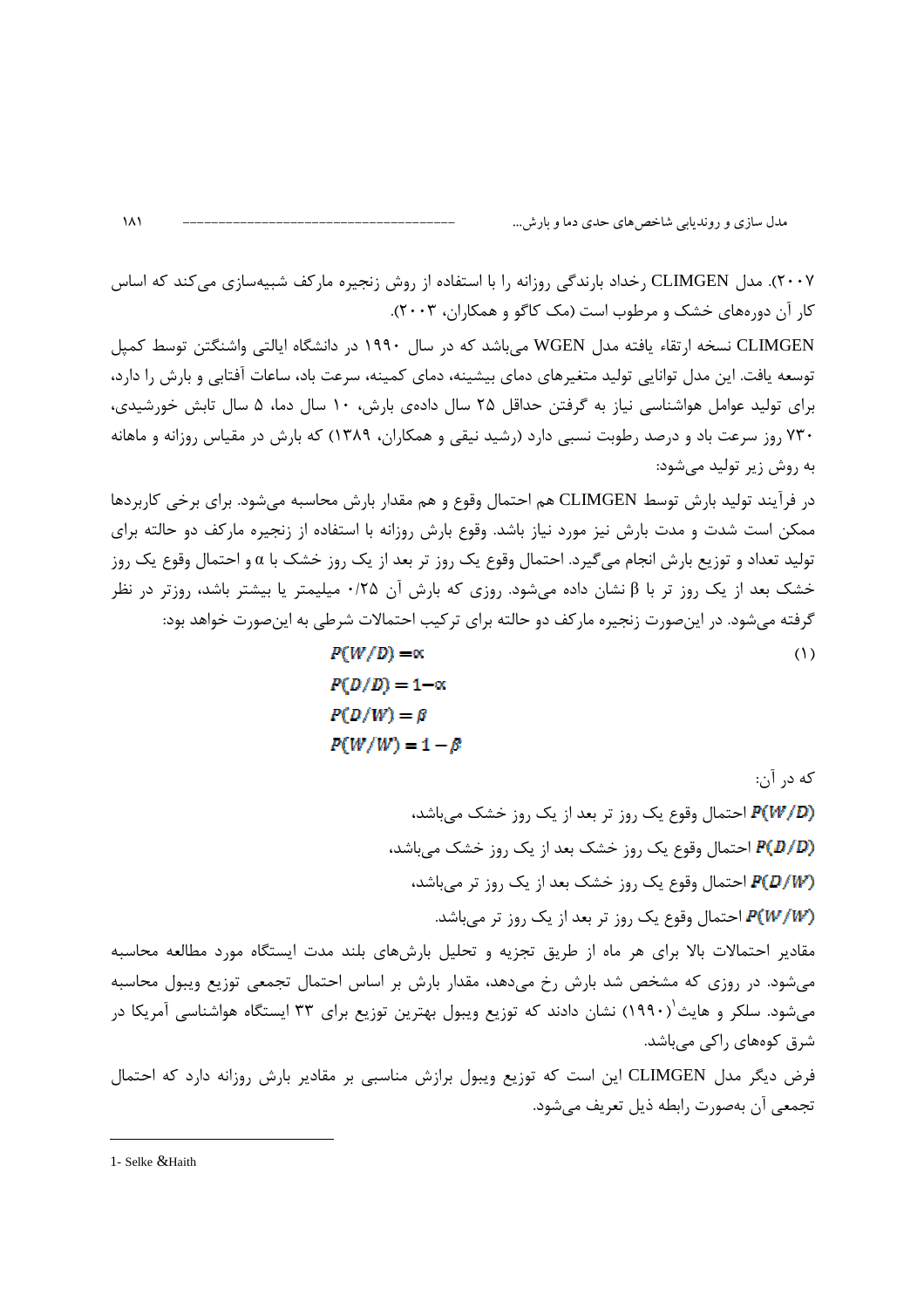۲۰۰۷). مدل CLIMGEN رخداد بارندگی روزانه را با استفاده از روش زنجیره مارکف شبیه‌سازی می‌کند که اساس کار آن دوره‌های خشک و مرطوب است (مک کاگو و همکاران، ۲۰۰۳).

CLIMGEN نسخه ارتقاء یافته مدل WGEN می‌باشد که در سال ۱۹۹۰ در دانشگاه ایالتی واشنگتن توسط کمپل توسعه یافت. این مدل توانایی تولید متغیرهای دمای بیشینه، دمای کمینه، سرعت باد، ساعات آفتابی و بارش را دارد، برای تولید عوامل هواشناسی نیاز به گرفتن حداقل ۲۵ سال داده‌ی بارش، ۱۰ سال دما، ۵ سال تابش خورشیدی، ۷۳۰ روز سرعت باد و درصد رطوبت نسبی دارد (رشید نیقی و همکاران، ۱۳۸۹) که بارش در مقیاس روزانه و ماهانه به روش زیر تولید می‌شود:

در فرآیند تولید بارش توسط CLIMGEN هم احتمال وقوع و هم مقدار بارش محاسبه می‌شود. برای برخی کاربردها ممکن است شدت و مدت بارش نیز مورد نیاز باشد. وقوع بارش روزانه با استفاده از زنجیره مارکف دو حالته برای تولید تعداد و توزیع بارش انجام می‌گیرد. احتمال وقوع یک روز تر بعد از یک روز خشک با $\alpha$ و احتمال وقوع یک روز خشک بعد از یک روز تر با $\beta$ نشان داده می‌شود. روزی که بارش آن ۰/۲۵ میلیمتر یا بیشتر باشد، روزتر در نظر گرفته می‌شود. در این‌صورت زنجیره مارکف دو حالته برای ترکیب احتمالات شرطی به این‌صورت خواهد بود:

$$P(W/D) = \alpha \qquad (1)$$
$$P(D/D) = 1 - \alpha$$
$$P(D/W) = \beta$$
$$P(W/W) = 1 - \beta$$

که در آن:

$P(W/D)$ احتمال وقوع یک روز تر بعد از یک روز خشک می‌باشد،

$P(D/D)$ احتمال وقوع یک روز خشک بعد از یک روز خشک می‌باشد،

$P(D/W)$ احتمال وقوع یک روز خشک بعد از یک روز تر می‌باشد،

$P(W/W)$ احتمال وقوع یک روز تر بعد از یک روز تر می‌باشد.

مقادیر احتمالات بالا برای هر ماه از طریق تجزیه و تحلیل بارش‌های بلند مدت ایستگاه مورد مطالعه محاسبه می‌شود. در روزی که مشخص شد بارش رخ می‌دهد، مقدار بارش بر اساس احتمال تجمعی توزیع ویبول محاسبه می‌شود. سلکر و هایث[1] (۱۹۹۰) نشان دادند که توزیع ویبول بهترین توزیع برای ۳۳ ایستگاه هواشناسی آمریکا در شرق کوه‌های راکی می‌باشد.

فرض دیگر مدل CLIMGEN این است که توزیع ویبول برازش مناسبی بر مقادیر بارش روزانه دارد که احتمال تجمعی آن به‌صورت رابطه ذیل تعریف می‌شود.

---

1- Selke &Haith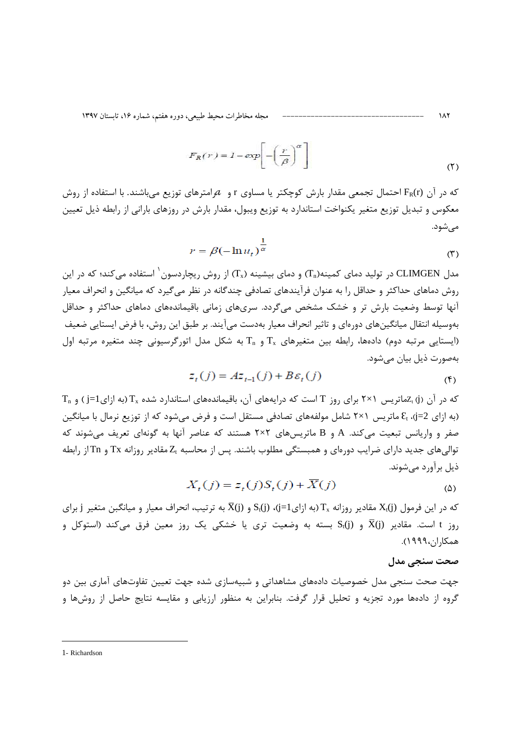$$F_R(r) = 1 - exp\left[-\left(\frac{r}{\beta}\right)^{\alpha}\right] \qquad (۲)$$

که در آن $F_R(r)$ احتمال تجمعی مقدار بارش کوچکتر یا مساوی r و $\alpha$پارامترهای توزیع می‌باشند. با استفاده از روش معکوس و تبدیل توزیع متغیر یکنواخت استاندارد به توزیع ویبول، مقدار بارش در روزهای بارانی از رابطه ذیل تعیین می‌شود.

$$r = \beta(-\ln u_t)^{\frac{1}{\alpha}} \qquad (۳)$$

مدل CLIMGEN در تولید دمای کمینه($T_n$) و دمای بیشینه ($T_x$) از روش ریچاردسون[1] استفاده می‌کند؛ که در این روش دماهای حداکثر و حداقل را به عنوان فرآیندهای تصادفی چندگانه در نظر می‌گیرد که میانگین و انحراف معیار آنها توسط وضعیت بارش تر و خشک مشخص می‌گردد. سری‌های زمانی باقیمانده‌های دماهای حداکثر و حداقل به‌وسیله انتقال میانگین‌های دوره‌ای و تاثیر انحراف معیار به‌دست می‌آیند. بر طبق این روش، با فرض ایستایی ضعیف (ایستایی مرتبه دوم) داده‌ها، رابطه بین متغیرهای $T_x$ و $T_n$ به شکل مدل اتورگرسیونی چند متغیره مرتبه اول به‌صورت ذیل بیان می‌شود.

$$z_t(j) = Az_{t-1}(j) + B\varepsilon_t(j) \qquad (۴)$$

که در آن $Z_t(j)$ماتریس ۱×۲ برای روز T است که درایه‌های آن، باقیمانده‌های استاندارد شده $T_x$ (به ازای $j=1$) و $T_n$ (به ازای $j=2$)، $\varepsilon_t$ ماتریس ۱×۲ شامل مولفه‌های تصادفی مستقل است و فرض می‌شود که از توزیع نرمال با میانگین صفر و واریانس تبعیت می‌کند. A و B ماتریس‌های ۲×۲ هستند که عناصر آنها به گونه‌ای تعریف می‌شوند که توالی‌های جدید دارای ضرایب دوره‌ای و همبستگی مطلوب باشند. پس از محاسبه $Z_t$ مقادیر روزانه Tx و Tn از رابطه ذیل برآورد می‌شوند.

$$X_t(j) = z_t(j)S_t(j) + \overline{X}(j) \qquad (۵)$$

که در این فرمول $X_t(j)$ مقادیر روزانه $T_x$ (به ازای $j=1$)، $S_t(j)$ و $\overline{X}(j)$ به ترتیب، انحراف معیار و میانگین متغیر j برای روز t است. مقادیر $\overline{X}(j)$ و $S_t(j)$ بسته به وضعیت تری یا خشکی یک روز معین فرق می‌کند (استوکل و همکاران،۱۹۹۹).

## صحت سنجی مدل

جهت صحت سنجی مدل خصوصیات داده‌های مشاهداتی و شبیه‌سازی شده جهت تعیین تفاوت‌های آماری بین دو گروه از داده‌ها مورد تجزیه و تحلیل قرار گرفت. بنابراین به منظور ارزیابی و مقایسه نتایج حاصل از روش‌ها و

---

[1] - Richardson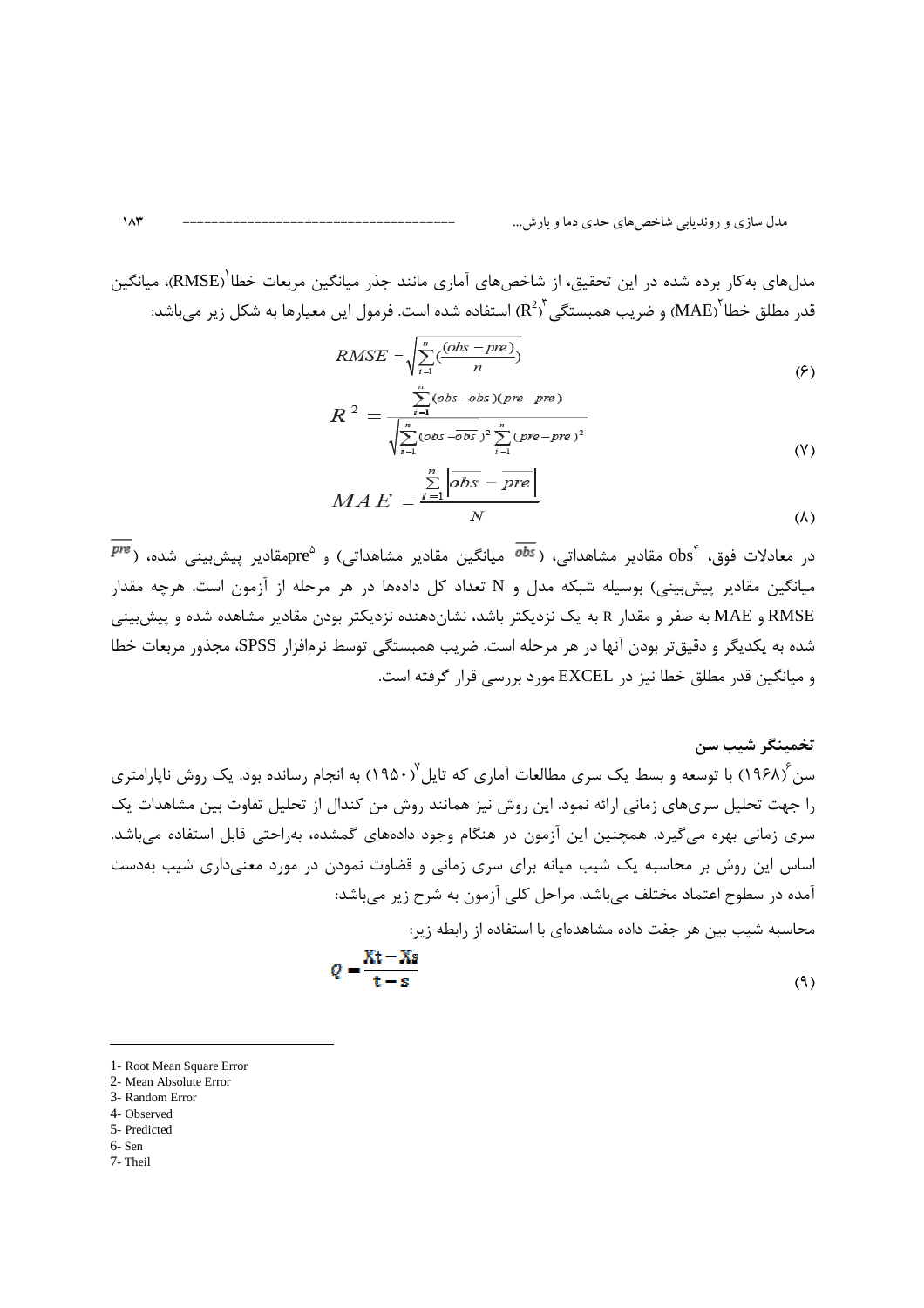مدل‌های به‌کار برده شده در این تحقیق، از شاخص‌های آماری مانند جذر میانگین مربعات خطا[1](RMSE)، میانگین قدر مطلق خطا[2](MAE) و ضریب همبستگی[3]($R^2$) استفاده شده است. فرمول این معیارها به شکل زیر می‌باشد:

$$RMSE = \sqrt{\sum_{i=1}^{n}\left(\frac{(obs - pre)}{n}\right)} \quad (۶)$$

$$R^2 = \frac{\sum_{i=1}^{n}(obs - \overline{obs})(pre - \overline{pre})}{\sqrt{\sum_{i=1}^{n}(obs - \overline{obs})^2 \sum_{i=1}^{n}(pre - pre)^2}} \quad (۷)$$

$$MAE = \frac{\sum_{i=1}^{n}\left|\overline{obs} - \overline{pre}\right|}{N} \quad (۸)$$

در معادلات فوق، obs[4] مقادیر مشاهداتی، ($\overline{obs}$ میانگین مقادیر مشاهداتی) و pre[5]مقادیر پیش‌بینی شده، ($\overline{pre}$ میانگین مقادیر پیش‌بینی) بوسیله شبکه مدل و N تعداد کل داده‌ها در هر مرحله از آزمون است. هرچه مقدار RMSE و MAE به صفر و مقدار R به یک نزدیکتر باشد، نشان‌دهنده نزدیکتر بودن مقادیر مشاهده شده و پیش‌بینی شده به یکدیگر و دقیق‌تر بودن آنها در هر مرحله است. ضریب همبستگی توسط نرم‌افزار SPSS، مجذور مربعات خطا و میانگین قدر مطلق خطا نیز در EXCEL مورد بررسی قرار گرفته است.

### تخمینگر شیب سن

سن[6](۱۹۶۸) با توسعه و بسط یک سری مطالعات آماری که تایل[7](۱۹۵۰) به انجام رسانده بود. یک روش ناپارامتری را جهت تحلیل سری‌های زمانی ارائه نمود. این روش نیز همانند روش من کندال از تحلیل تفاوت بین مشاهدات یک سری زمانی بهره می‌گیرد. همچنین این آزمون در هنگام وجود داده‌های گمشده، به‌راحتی قابل استفاده می‌باشد. اساس این روش بر محاسبه یک شیب میانه برای سری زمانی و قضاوت نمودن در مورد معنی‌داری شیب به‌دست آمده در سطوح اعتماد مختلف می‌باشد. مراحل کلی آزمون به شرح زیر می‌باشد:

محاسبه شیب بین هر جفت داده مشاهده‌ای با استفاده از رابطه زیر:

$$Q = \frac{X_t - X_s}{t - s} \quad (۹)$$

---

1- Root Mean Square Error
2- Mean Absolute Error
3- Random Error
4- Observed
5- Predicted
6- Sen
7- Theil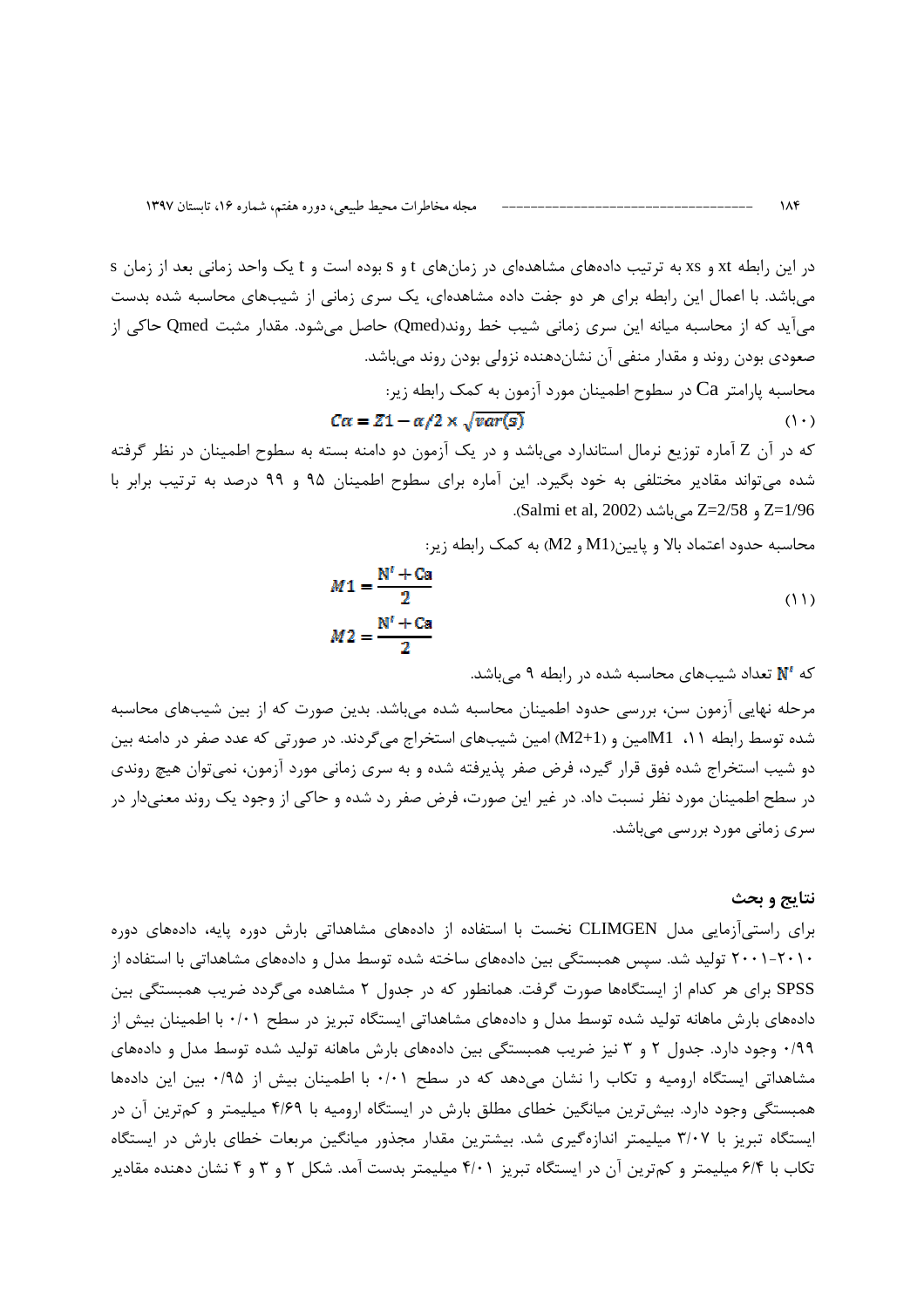در این رابطه xt و xs به ترتیب داده‌های مشاهده‌ای در زمان‌های t و s بوده است و t یک واحد زمانی بعد از زمان s می‌باشد. با اعمال این رابطه برای هر دو جفت داده مشاهده‌ای، یک سری زمانی از شیب‌های محاسبه شده بدست می‌آید که از محاسبه میانه این سری زمانی شیب خط روند(Qmed) حاصل می‌شود. مقدار مثبت Qmed حاکی از صعودی بودن روند و مقدار منفی آن نشان‌دهنده نزولی بودن روند می‌باشد.

محاسبه پارامتر Ca در سطوح اطمینان مورد آزمون به کمک رابطه زیر:

$$C\alpha = Z1 - \alpha/2 \times \sqrt{var(s)} \qquad (10)$$

که در آن Z آماره توزیع نرمال استاندارد می‌باشد و در یک آزمون دو دامنه بسته به سطوح اطمینان در نظر گرفته شده می‌تواند مقادیر مختلفی به خود بگیرد. این آماره برای سطوح اطمینان ۹۵ و ۹۹ درصد به ترتیب برابر با Z=1/96 و Z=2/58 می‌باشد (Salmi et al, 2002).

محاسبه حدود اعتماد بالا و پایین(M1 و M2) به کمک رابطه زیر:

$$M1 = \frac{N' + Ca}{2}$$
$$M2 = \frac{N' + Ca}{2} \qquad (11)$$

که $N'$ تعداد شیب‌های محاسبه شده در رابطه ۹ می‌باشد.

مرحله نهایی آزمون سن، بررسی حدود اطمینان محاسبه شده می‌باشد. بدین صورت که از بین شیب‌های محاسبه شده توسط رابطه ۱۱، M1امین و (M2+1) امین شیب‌های استخراج می‌گردند. در صورتی که عدد صفر در دامنه بین دو شیب استخراج شده فوق قرار گیرد، فرض صفر پذیرفته شده و به سری زمانی مورد آزمون، نمی‌توان هیچ روندی در سطح اطمینان مورد نظر نسبت داد. در غیر این صورت، فرض صفر رد شده و حاکی از وجود یک روند معنی‌دار در سری زمانی مورد بررسی می‌باشد.

## نتایج و بحث

برای راستی‌آزمایی مدل CLIMGEN نخست با استفاده از داده‌های مشاهداتی بارش دوره پایه، داده‌های دوره ۲۰۱۰-۲۰۰۱ تولید شد. سپس همبستگی بین داده‌های ساخته شده توسط مدل و داده‌های مشاهداتی با استفاده از SPSS برای هر کدام از ایستگاه‌ها صورت گرفت. همانطور که در جدول ۲ مشاهده می‌گردد ضریب همبستگی بین داده‌های بارش ماهانه تولید شده توسط مدل و داده‌های مشاهداتی ایستگاه تبریز در سطح ۰/۰۱ با اطمینان بیش از ۰/۹۹ وجود دارد. جدول ۲ و ۳ نیز ضریب همبستگی بین داده‌های بارش ماهانه تولید شده توسط مدل و داده‌های مشاهداتی ایستگاه ارومیه و تکاب را نشان می‌دهد که در سطح ۰/۰۱ با اطمینان بیش از ۰/۹۵ بین این داده‌ها همبستگی وجود دارد. بیش‌ترین میانگین خطای مطلق بارش در ایستگاه ارومیه با ۴/۶۹ میلیمتر و کم‌ترین آن در ایستگاه تبریز با ۳/۰۷ میلیمتر اندازه‌گیری شد. بیشترین مقدار مجذور میانگین مربعات خطای بارش در ایستگاه تکاب با ۶/۴ میلیمتر و کم‌ترین آن در ایستگاه تبریز ۴/۰۱ میلیمتر بدست آمد. شکل ۲ و ۳ و ۴ نشان دهنده مقادیر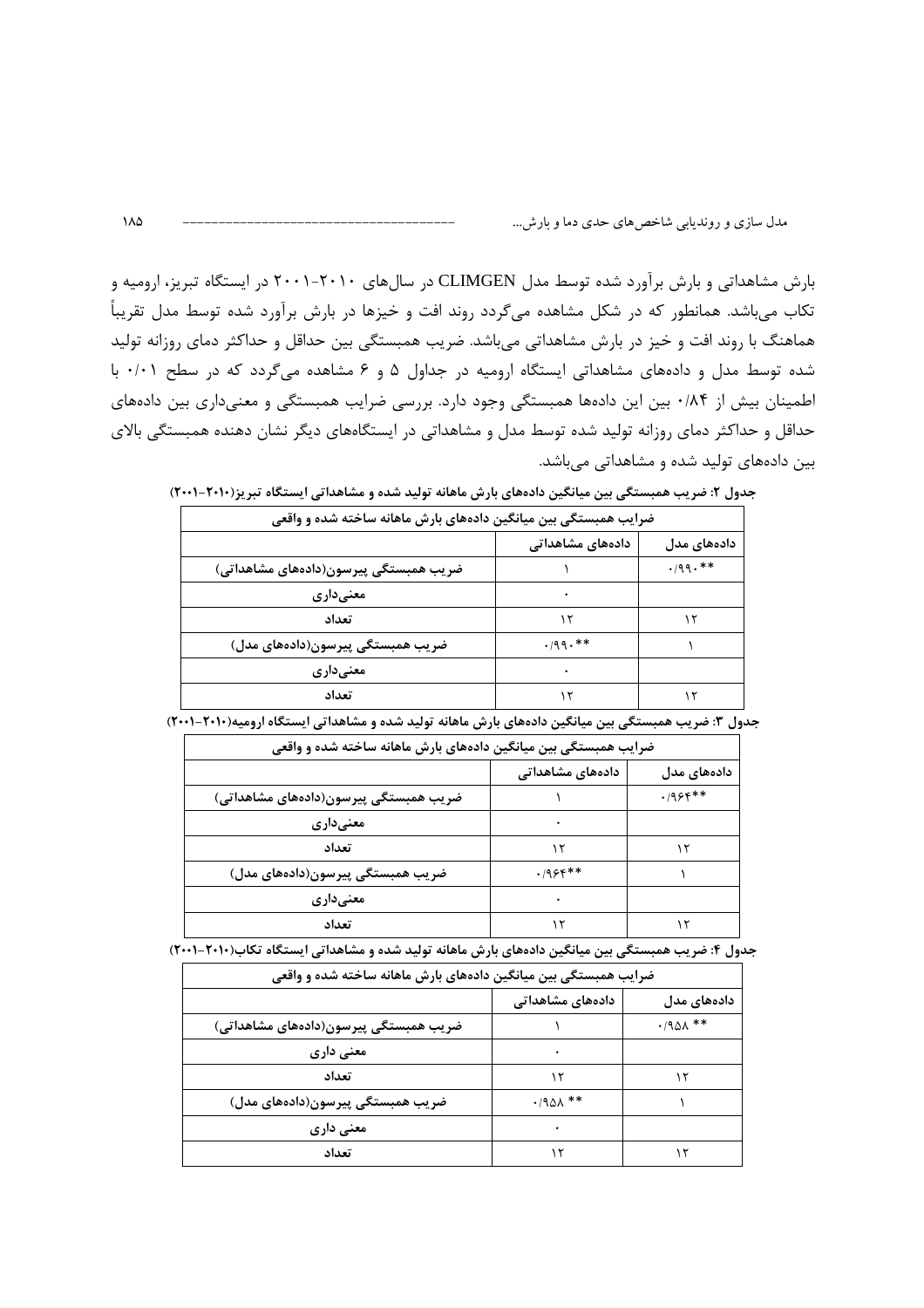بارش مشاهداتی و بارش برآورد شده توسط مدل CLIMGEN در سال‌های ۲۰۱۰-۲۰۰۱ در ایستگاه تبریز، ارومیه و تکاب می‌باشد. همانطور که در شکل مشاهده می‌گردد روند افت و خیزها در بارش برآورد شده توسط مدل تقریباً هماهنگ با روند افت و خیز در بارش مشاهداتی می‌باشد. ضریب همبستگی بین حداقل و حداکثر دمای روزانه تولید شده توسط مدل و داده‌های مشاهداتی ایستگاه ارومیه در جداول ۵ و ۶ مشاهده می‌گردد که در سطح ۰/۰۱ با اطمینان بیش از ۰/۸۴ بین این داده‌ها همبستگی وجود دارد. بررسی ضرایب همبستگی و معنی‌داری بین داده‌های حداقل و حداکثر دمای روزانه تولید شده توسط مدل و مشاهداتی در ایستگاه‌های دیگر نشان دهنده همبستگی بالای بین داده‌های تولید شده و مشاهداتی می‌باشد.

**جدول ۲: ضریب همبستگی بین میانگین داده‌های بارش ماهانه تولید شده و مشاهداتی ایستگاه تبریز(۲۰۱۰-۲۰۰۱)**

| ضرایب همبستگی بین میانگین داده‌های بارش ماهانه ساخته شده و واقعی | | |
|---|---|---|
| | داده‌های مشاهداتی | داده‌های مدل |
| ضریب همبستگی پیرسون(داده‌های مشاهداتی) | ۱ | ۰/۹۹۰** |
| معنی‌داری | ۰ | |
| تعداد | ۱۲ | ۱۲ |
| ضریب همبستگی پیرسون(داده‌های مدل) | ۰/۹۹۰** | ۱ |
| معنی‌داری | ۰ | |
| تعداد | ۱۲ | ۱۲ |

**جدول ۳: ضریب همبستگی بین میانگین داده‌های بارش ماهانه تولید شده و مشاهداتی ایستگاه ارومیه(۲۰۱۰-۲۰۰۱)**

| ضرایب همبستگی بین میانگین داده‌های بارش ماهانه ساخته شده و واقعی | | |
|---|---|---|
| | داده‌های مشاهداتی | داده‌های مدل |
| ضریب همبستگی پیرسون(داده‌های مشاهداتی) | ۱ | ۰/۹۶۴** |
| معنی‌داری | ۰ | |
| تعداد | ۱۲ | ۱۲ |
| ضریب همبستگی پیرسون(داده‌های مدل) | ۰/۹۶۴** | ۱ |
| معنی‌داری | ۰ | |
| تعداد | ۱۲ | ۱۲ |

**جدول ۴: ضریب همبستگی بین میانگین داده‌های بارش ماهانه تولید شده و مشاهداتی ایستگاه تکاب(۲۰۱۰-۲۰۰۱)**

| ضرایب همبستگی بین میانگین داده‌های بارش ماهانه ساخته شده و واقعی | | |
|---|---|---|
| | داده‌های مشاهداتی | داده‌های مدل |
| ضریب همبستگی پیرسون(داده‌های مشاهداتی) | ۱ | ۰/۹۵۸ ** |
| معنی داری | ۰ | |
| تعداد | ۱۲ | ۱۲ |
| ضریب همبستگی پیرسون(داده‌های مدل) | ۰/۹۵۸ ** | ۱ |
| معنی داری | ۰ | |
| تعداد | ۱۲ | ۱۲ |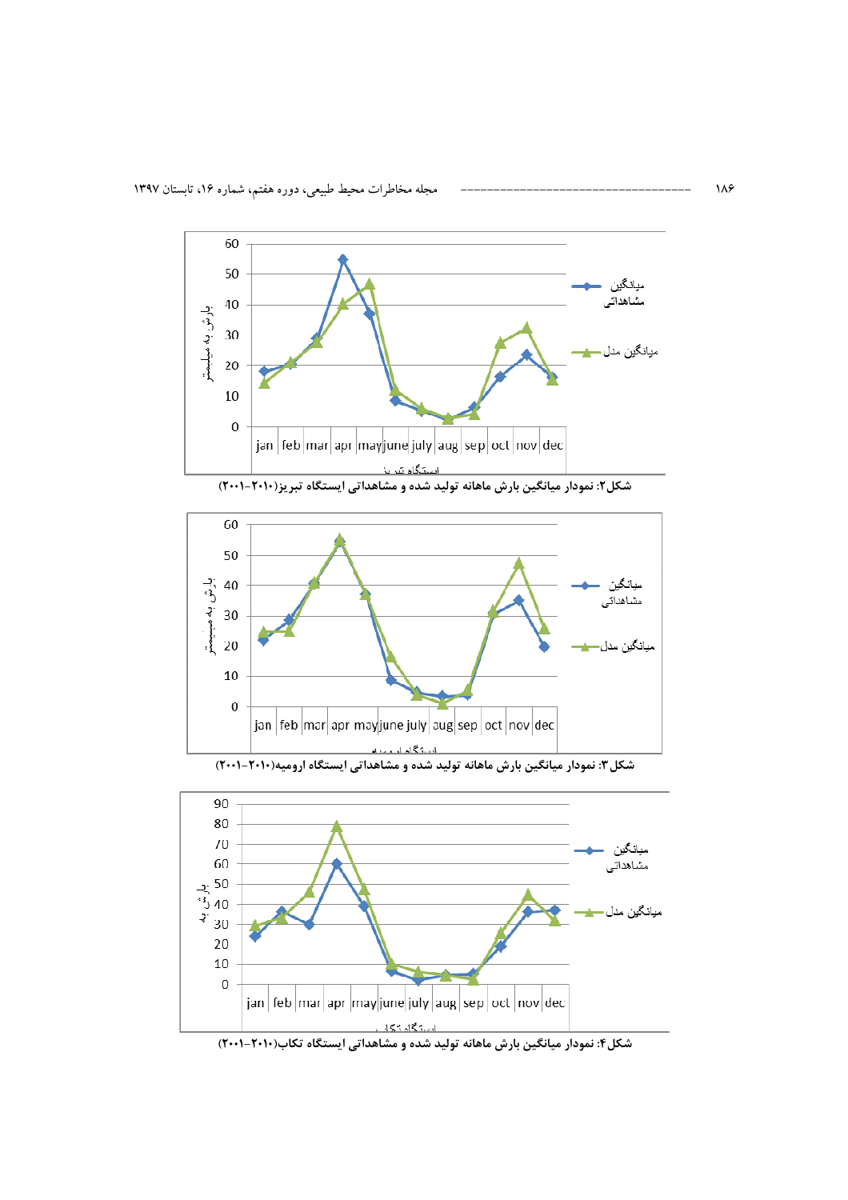شکل۲: نمودار میانگین بارش ماهانه تولید شده و مشاهداتی ایستگاه تبریز(۲۰۱۰-۲۰۰۱)

شکل۳: نمودار میانگین بارش ماهانه تولید شده و مشاهداتی ایستگاه ارومیه(۲۰۱۰-۲۰۰۱)

شکل۴: نمودار میانگین بارش ماهانه تولید شده و مشاهداتی ایستگاه تکاب(۲۰۱۰-۲۰۰۱)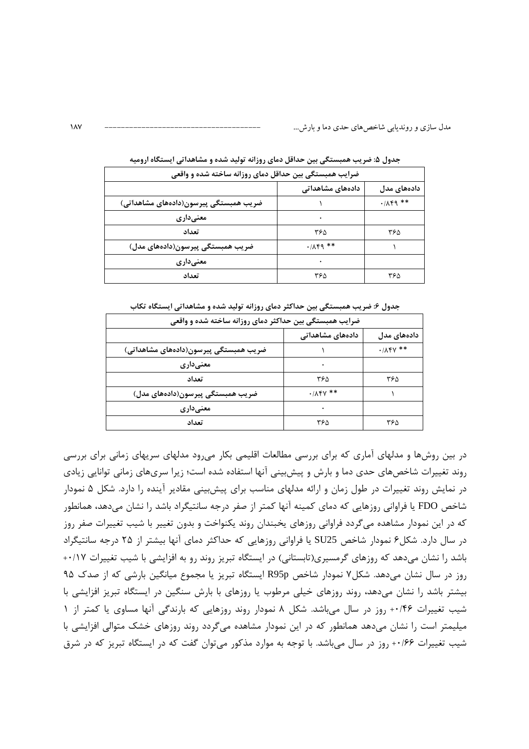جدول ۵: ضریب همبستگی بین حداقل دمای روزانه تولید شده و مشاهداتی ایستگاه ارومیه

| ضرایب همبستگی بین حداقل دمای روزانه ساخته شده و واقعی | | |
|---|---|---|
| | داده‌های مشاهداتی | داده‌های مدل |
| ضریب همبستگی پیرسون(داده‌های مشاهداتی) | ۱ | ** ۰/۸۴۹ |
| معنی‌داری | ۰ | |
| تعداد | ۳۶۵ | ۳۶۵ |
| ضریب همبستگی پیرسون(داده‌های مدل) | ** ۰/۸۴۹ | ۱ |
| معنی‌داری | ۰ | |
| تعداد | ۳۶۵ | ۳۶۵ |

جدول ۶: ضریب همبستگی بین حداکثر دمای روزانه تولید شده و مشاهداتی ایستگاه تکاب

| ضرایب همبستگی بین حداکثر دمای روزانه ساخته شده و واقعی | | |
|---|---|---|
| | داده‌های مشاهداتی | داده‌های مدل |
| ضریب همبستگی پیرسون(داده‌های مشاهداتی) | ۱ | ** ۰/۸۴۷ |
| معنی‌داری | ۰ | |
| تعداد | ۳۶۵ | ۳۶۵ |
| ضریب همبستگی پیرسون(داده‌های مدل) | ** ۰/۸۴۷ | ۱ |
| معنی‌داری | ۰ | |
| تعداد | ۳۶۵ | ۳۶۵ |

در بین روش‌ها و مدلهای آماری که برای بررسی مطالعات اقلیمی بکار می‌رود مدلهای سریهای زمانی برای بررسی روند تغییرات شاخص‌های حدی دما و بارش و پیش‌بینی آنها استفاده شده است؛ زیرا سری‌های زمانی توانایی زیادی در نمایش روند تغییرات در طول زمان و ارائه مدلهای مناسب برای پیش‌بینی مقادیر آینده را دارد. شکل ۵ نمودار شاخص FDO یا فراوانی روزهایی که دمای کمینه آنها کمتر از صفر درجه سانتیگراد باشد را نشان می‌دهد، همانطور که در این نمودار مشاهده می‌گردد فراوانی روزهای یخبندان روند یکنواخت و بدون تغییر با شیب تغییرات صفر روز در سال دارد. شکل۶ نمودار شاخص SU25 یا فراوانی روزهایی که حداکثر دمای آنها بیشتر از ۲۵ درجه سانتیگراد باشد را نشان می‌دهد که روزهای گرمسیری(تابستانی) در ایستگاه تبریز روند رو به افزایشی با شیب تغییرات ۰/۱۷+ روز در سال نشان می‌دهد. شکل۷ نمودار شاخص R95p ایستگاه تبریز یا مجموع میانگین بارشی که از صدک ۹۵ بیشتر باشد را نشان می‌دهد، روند روزهای خیلی مرطوب یا روزهای با بارش سنگین در ایستگاه تبریز افزایشی با شیب تغییرات ۰/۴۶+ روز در سال می‌باشد. شکل ۸ نمودار روند روزهایی که بارندگی آنها مساوی یا کمتر از ۱ میلیمتر است را نشان می‌دهد همانطور که در این نمودار مشاهده می‌گردد روند روزهای خشک متوالی افزایشی با شیب تغییرات ۰/۶۶+ روز در سال می‌باشد. با توجه به موارد مذکور می‌توان گفت که در ایستگاه تبریز که در شرق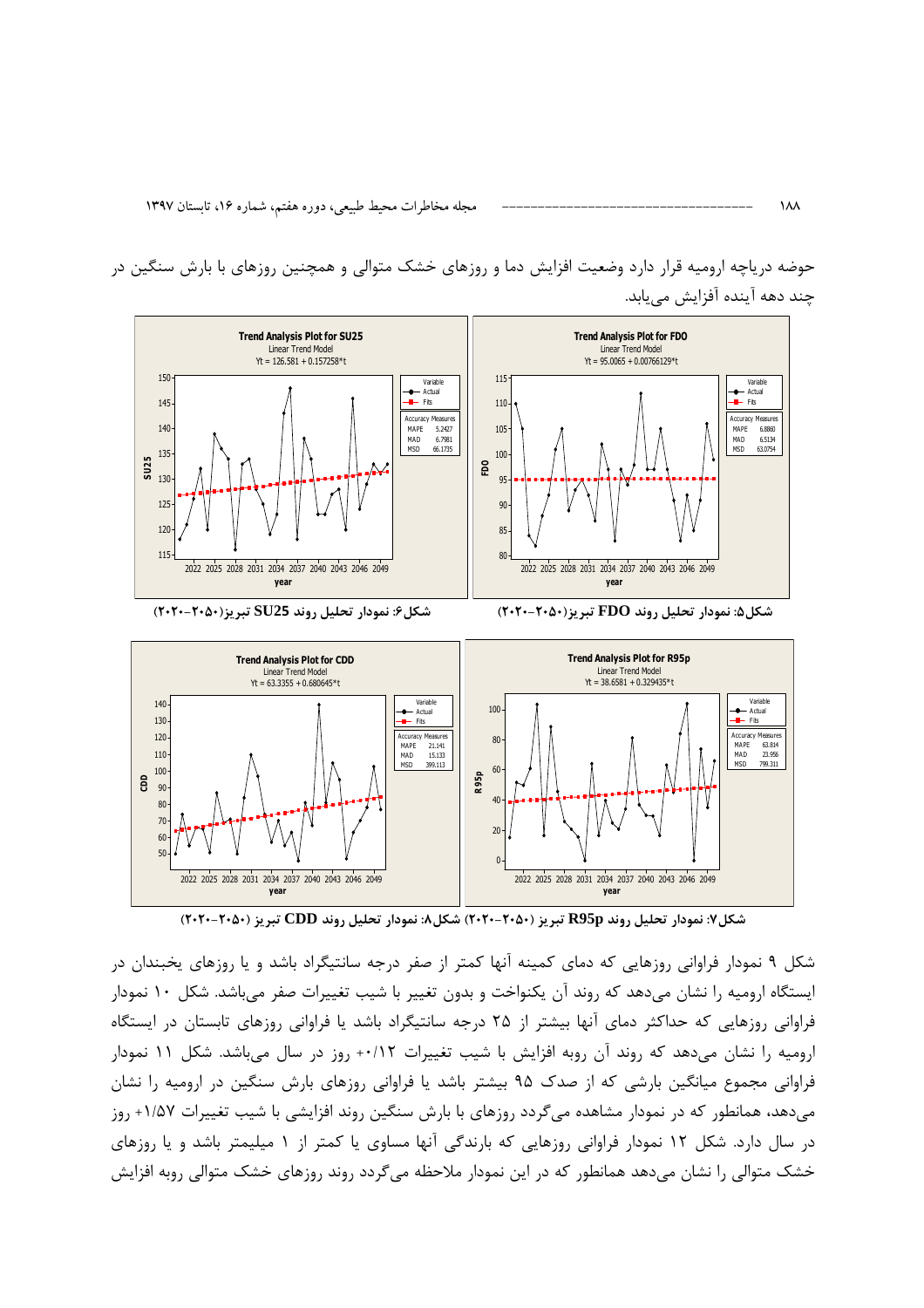حوضه دریاچه ارومیه قرار دارد وضعیت افزایش دما و روزهای خشک متوالی و همچنین روزهای با بارش سنگین در چند دهه آینده آفزایش می‌یابد.

شکل۵: نمودار تحلیل روند FDO تبریز(۲۰۵۰-۲۰۲۰)

شکل۶: نمودار تحلیل روند SU25 تبریز(۲۰۵۰-۲۰۲۰)

شکل۷: نمودار تحلیل روند R95p تبریز (۲۰۵۰-۲۰۲۰) شکل۸: نمودار تحلیل روند CDD تبریز (۲۰۵۰-۲۰۲۰)

شکل ۹ نمودار فراوانی روزهایی که دمای کمینه آنها کمتر از صفر درجه سانتیگراد باشد و یا روزهای یخبندان در ایستگاه ارومیه را نشان می‌دهد که روند آن یکنواخت و بدون تغییر با شیب تغییرات صفر می‌باشد. شکل ۱۰ نمودار فراوانی روزهایی که حداکثر دمای آنها بیشتر از ۲۵ درجه سانتیگراد باشد یا فراوانی روزهای تابستان در ایستگاه ارومیه را نشان می‌دهد که روند آن روبه افزایش با شیب تغییرات ۰/۱۲+ روز در سال می‌باشد. شکل ۱۱ نمودار فراوانی مجموع میانگین بارشی که از صدک ۹۵ بیشتر باشد یا فراوانی روزهای بارش سنگین در ارومیه را نشان می‌دهد، همانطور که در نمودار مشاهده می‌گردد روزهای با بارش سنگین روند افزایشی با شیب تغییرات ۱/۵۷+ روز در سال دارد. شکل ۱۲ نمودار فراوانی روزهایی که بارندگی آنها مساوی یا کمتر از ۱ میلیمتر باشد و یا روزهای خشک متوالی را نشان می‌دهد همانطور که در این نمودار ملاحظه می‌گردد روند روزهای خشک متوالی روبه افزایش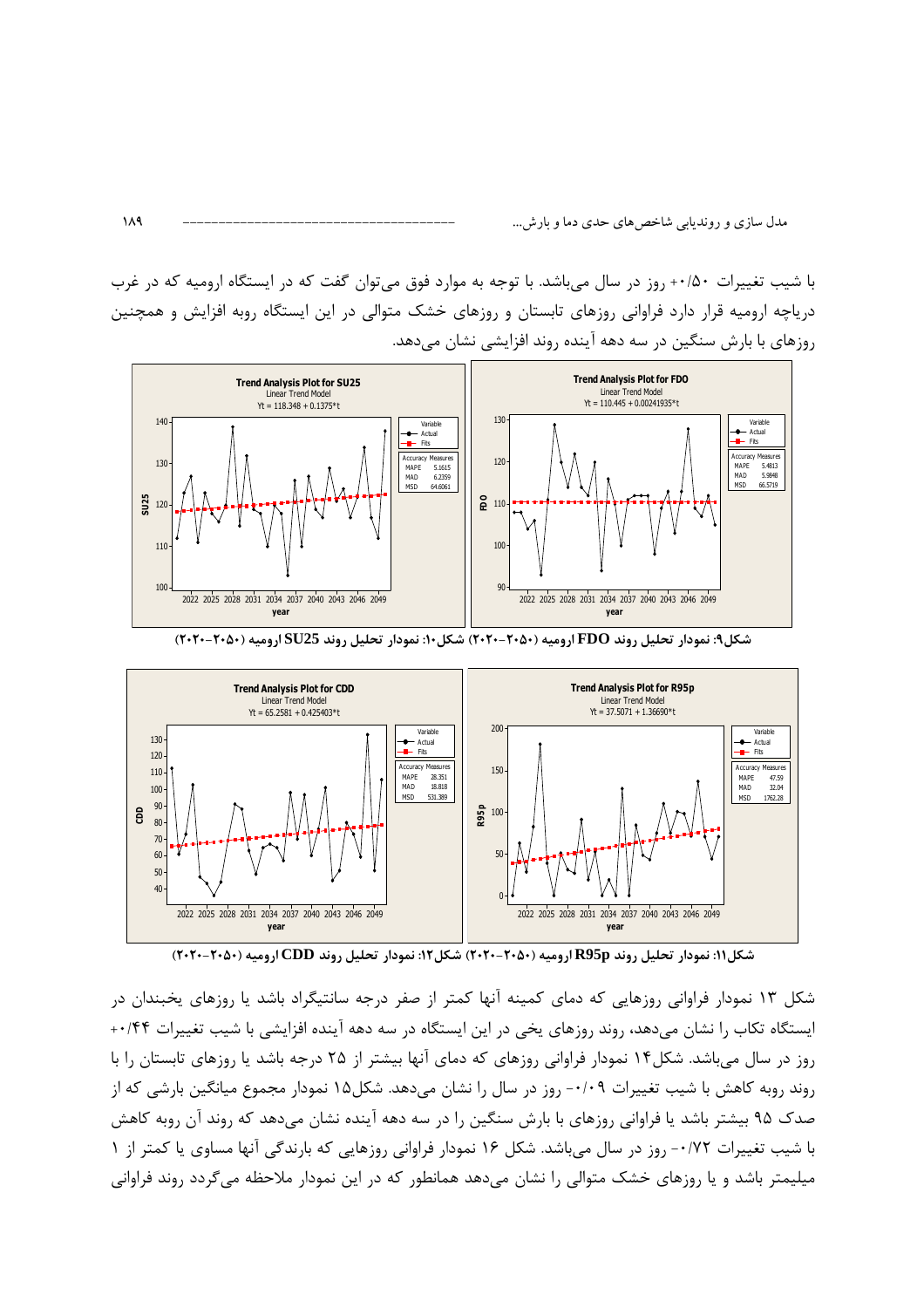با شیب تغییرات ۰/۵۰+ روز در سال می‌باشد. با توجه به موارد فوق می‌توان گفت که در ایستگاه ارومیه که در غرب دریاچه ارومیه قرار دارد فراوانی روزهای تابستان و روزهای خشک متوالی در این ایستگاه روبه افزایش و همچنین روزهای با بارش سنگین در سه دهه آینده روند افزایشی نشان می‌دهد.

**شکل۹: نمودار تحلیل روند FDO ارومیه (۲۰۵۰-۲۰۲۰) شکل۱۰: نمودار تحلیل روند SU25 ارومیه (۲۰۵۰-۲۰۲۰)**

**شکل۱۱: نمودار تحلیل روند R95p ارومیه (۲۰۵۰-۲۰۲۰) شکل۱۲: نمودار تحلیل روند CDD ارومیه (۲۰۵۰-۲۰۲۰)**

شکل ۱۳ نمودار فراوانی روزهایی که دمای کمینه آنها کمتر از صفر درجه سانتیگراد باشد یا روزهای یخبندان در ایستگاه تکاب را نشان می‌دهد، روند روزهای یخی در این ایستگاه در سه دهه آینده افزایشی با شیب تغییرات ۰/۴۴+ روز در سال می‌باشد. شکل۱۴ نمودار فراوانی روزهای که دمای آنها بیشتر از ۲۵ درجه باشد یا روزهای تابستان را با روند روبه کاهش با شیب تغییرات ۰/۰۹- روز در سال را نشان می‌دهد. شکل۱۵ نمودار مجموع میانگین بارشی که از صدک ۹۵ بیشتر باشد یا فراوانی روزهای با بارش سنگین را در سه دهه آینده نشان می‌دهد که روند آن روبه کاهش با شیب تغییرات ۰/۷۲- روز در سال می‌باشد. شکل ۱۶ نمودار فراوانی روزهایی که بارندگی آنها مساوی یا کمتر از ۱ میلیمتر باشد و یا روزهای خشک متوالی را نشان می‌دهد همانطور که در این نمودار ملاحظه می‌گردد روند فراوانی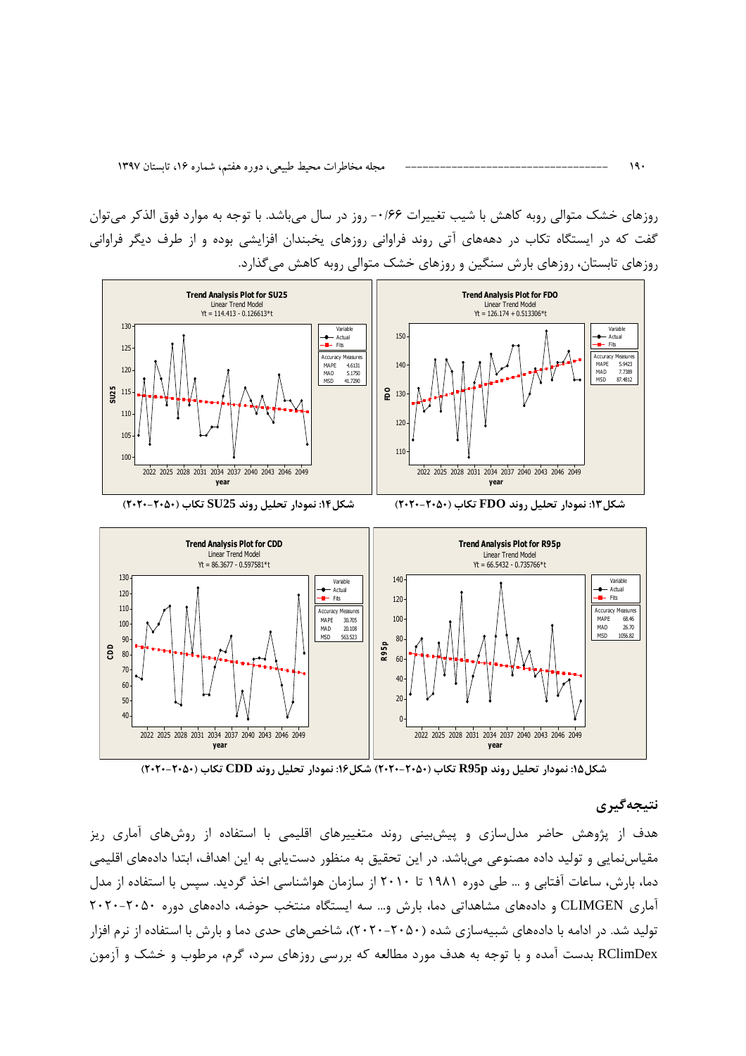روزهای خشک متوالی روبه کاهش با شیب تغییرات ۰/۶۶- روز در سال می‌باشد. با توجه به موارد فوق الذکر می‌توان گفت که در ایستگاه تکاب در دهه‌های آتی روند فراوانی روزهای یخبندان افزایشی بوده و از طرف دیگر فراوانی روزهای تابستان، روزهای بارش سنگین و روزهای خشک متوالی روبه کاهش می‌گذارد.

شکل۱۳: نمودار تحلیل روند FDO تکاب (۲۰۵۰-۲۰۲۰)

شکل۱۴: نمودار تحلیل روند SU25 تکاب (۲۰۵۰-۲۰۲۰)

شکل۱۵: نمودار تحلیل روند R95p تکاب (۲۰۵۰-۲۰۲۰) شکل۱۶: نمودار تحلیل روند CDD تکاب (۲۰۵۰-۲۰۲۰)

## نتیجه‌گیری

هدف از پژوهش حاضر مدلسازی و پیش‌بینی روند متغییرهای اقلیمی با استفاده از روش‌های آماری ریز مقیاس‌نمایی و تولید داده مصنوعی می‌باشد. در این تحقیق به منظور دست‌یابی به این اهداف، ابتدا داده‌های اقلیمی دما، بارش، ساعات آفتابی و ... طی دوره ۱۹۸۱ تا ۲۰۱۰ از سازمان هواشناسی اخذ گردید. سپس با استفاده از مدل آماری CLIMGEN و داده‌های مشاهداتی دما، بارش و... سه ایستگاه منتخب حوضه، داده‌های دوره ۲۰۵۰-۲۰۲۰ تولید شد. در ادامه با داده‌های شبیه‌سازی شده (۲۰۵۰-۲۰۲۰)، شاخص‌های حدی دما و بارش با استفاده از نرم افزار RClimDex بدست آمده و با توجه به هدف مورد مطالعه که بررسی روزهای سرد، گرم، مرطوب و خشک و آزمون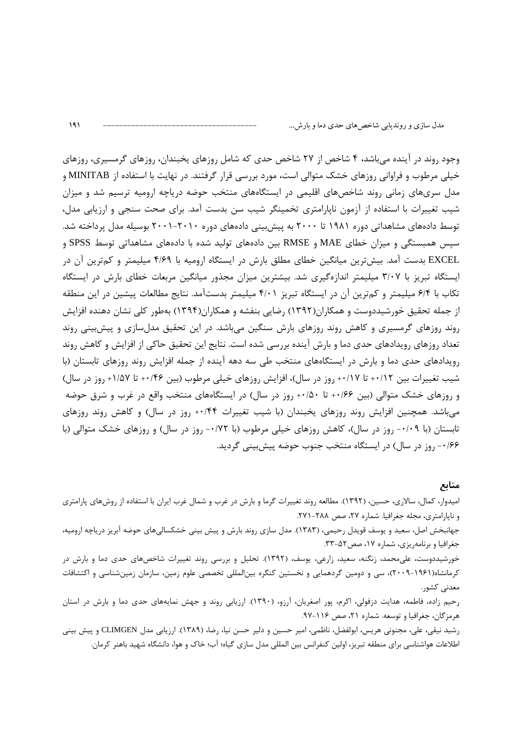وجود روند در آینده می‌باشد، ۴ شاخص از ۲۷ شاخص حدی که شامل روزهای یخبندان، روزهای گرمسیری، روزهای خیلی مرطوب و فراوانی روزهای خشک متوالی است، مورد بررسی قرار گرفتند. در نهایت با استفاده از MINITAB و مدل سری‌های زمانی روند شاخص‌های اقلیمی در ایستگاه‌های منتخب حوضه دریاچه ارومیه ترسیم شد و میزان شیب تغییرات با استفاده از آزمون ناپارامتری تخمینگر شیب سن بدست آمد. برای صحت سنجی و ارزیابی مدل، توسط داده‌های مشاهداتی دوره ۱۹۸۱ تا ۲۰۰۰ به پیش‌بینی داده‌های دوره ۲۰۱۰-۲۰۰۱ بوسیله مدل پرداخته شد. سپس همبستگی و میزان خطای MAE و RMSE بین داده‌های تولید شده با داده‌های مشاهداتی توسط SPSS و EXCEL بدست آمد. بیش‌ترین میانگین خطای مطلق بارش در ایستگاه ارومیه با ۴/۶۹ میلیمتر و کم‌ترین آن در ایستگاه تبریز با ۳/۰۷ میلیمتر اندازه‌گیری شد. بیشترین میزان مجذور میانگین مربعات خطای بارش در ایستگاه تکاب با ۶/۴ میلیمتر و کم‌ترین آن در ایستگاه تبریز ۴/۰۱ میلیمتر بدست‌آمد. نتایج مطالعات پیشین در این منطقه از جمله تحقیق خورشیددوست و همکاران(۱۳۹۲) رضایی بنفشه و همکاران(۱۳۹۴) به‌طور کلی نشان دهنده افزایش روند روزهای گرمسیری و کاهش روند روزهای بارش سنگین می‌باشد. در این تحقیق مدل‌سازی و پیش‌بینی روند تعداد روزهای رویدادهای حدی دما و بارش آینده بررسی شده است. نتایج این تحقیق حاکی از افزایش و کاهش روند رویدادهای حدی دما و بارش در ایستگاه‌های منتخب طی سه دهه آینده از جمله افزایش روند روزهای تابستان (با شیب تغییرات بین ۰/۱۲+ تا ۰/۱۷+ روز در سال)، افزایش روزهای خیلی مرطوب (بین ۰/۴۶+ تا ۱/۵۷+ روز در سال) و روزهای خشک متوالی (بین ۰/۶۶+ تا ۰/۵۰+ روز در سال) در ایستگاه‌های منتخب واقع در غرب و شرق حوضه می‌باشد. همچنین افزایش روند روزهای یخبندان (با شیب تغییرات ۰/۴۴+ روز در سال) و کاهش روند روزهای تابستان (با ۰/۰۹- روز در سال)، کاهش روزهای خیلی مرطوب (با ۰/۷۲- روز در سال) و روزهای خشک متوالی (با ۰/۶۶- روز در سال) در ایستگاه منتخب جنوب حوضه پیش‌بینی گردید.

## منابع

امیدوار، کمال، سالاری، حسین، (۱۳۹۲). مطالعه روند تغییرات گرما و بارش در غرب و شمال غرب ایران با استفاده از روش‌های پارامتری و ناپارامتری، مجله جغرافیا. شماره ۲۷، صص ۲۸۸-۲۷۱.

جهانبخش اصل، سعید و یوسف قویدل رحیمی، (۱۳۸۳). مدل سازی روند بارش و پیش بینی خشکسالی‌های حوضه آبریز دریاچه ارومیه، جغرافیا و برنامه‌ریزی، شماره ۱۷، صص۵۲-۳۳.

خورشیددوست، علی‌محمد، زنگنه، سعید، زارعی، یوسف، (۱۳۹۲). تحلیل و بررسی روند تغییرات شاخص‌های حدی دما و بارش در کرمانشاه(۱۹۶۱-۲۰۰۹)، سی و دومین گردهمایی و نخستین کنگره بین‌المللی تخصصی علوم زمین، سازمان زمین‌شناسی و اکتشافات معدنی کشور.

رحیم زاده، فاطمه، هدایت دزفولی، اکرم، پور اصغریان، آرزو، (۱۳۹۰). ارزیابی روند و جهش نمایه‌های حدی دما و بارش در استان هرمزگان، جغرافیا و توسعه. شماره ۲۱، صص ۱۱۶-۹۷.

رشید نیقی، علی، مجنونی هریس، ابولفضل، ناظمی، امیر حسین و دلیر حسن نیا، رضا، (۱۳۸۹). ارزیابی مدل CLIMGEN و پیش بینی اطلاعات هواشناسی برای منطقه تبریز، اولین کنفرانس بین المللی مدل سازی گیاه؛ آب؛ خاک و هوا، دانشگاه شهید باهنر کرمان.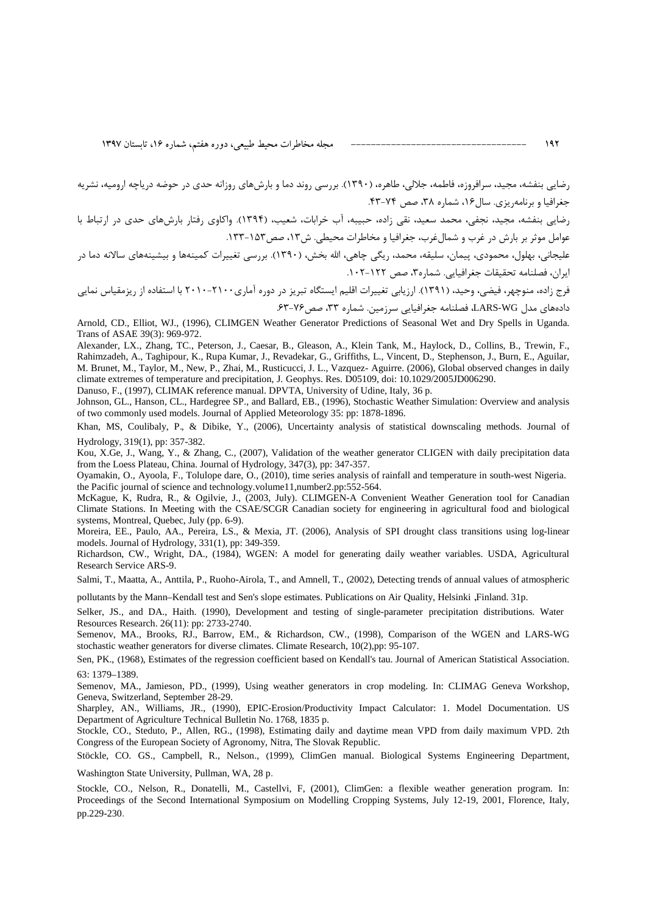رضایی بنفشه، مجید، سرافروزه، فاطمه، جلالی، طاهره، (۱۳۹۰). بررسی روند دما و بارش‌های روزانه حدی در حوضه دریاچه ارومیه، نشریه جغرافیا و برنامه‌ریزی. سال۱۶، شماره ۳۸، صص ۷۴-۴۳.

رضایی بنفشه، مجید، نجفی، محمد سعید، نقی زاده، حبیبه، آب خرابات، شعیب، (۱۳۹۴). واکاوی رفتار بارش‌های حدی در ارتباط با عوامل موثر بر بارش در غرب و شمال‌غرب، جغرافیا و مخاطرات محیطی. ش۱۳، صص۱۵۳-۱۳۳.

علیجانی، بهلول، محمودی، پیمان، سلیقه، محمد، ریگی چاهی، الله بخش، (۱۳۹۰). بررسی تغییرات کمینه‌ها و بیشینه‌های سالانه دما در ایران، فصلنامه تحقیقات جغرافیایی. شماره۳، صص ۱۲۲-۱۰۲.

فرج زاده، منوچهر، فیضی، وحید، (۱۳۹۱). ارزیابی تغییرات اقلیم ایستگاه تبریز در دوره آماری۲۱۰۰-۲۰۱۰ با استفاده از ریزمقیاس نمایی داده‌های مدل LARS-WG، فصلنامه جغرافیایی سرزمین. شماره ۳۳، صص۷۶-۶۳.

Arnold, CD., Elliot, WJ., (1996), CLIMGEN Weather Generator Predictions of Seasonal Wet and Dry Spells in Uganda. Trans of ASAE 39(3): 969-972.

Alexander, LX., Zhang, TC., Peterson, J., Caesar, B., Gleason, A., Klein Tank, M., Haylock, D., Collins, B., Trewin, F., Rahimzadeh, A., Taghipour, K., Rupa Kumar, J., Revadekar, G., Griffiths, L., Vincent, D., Stephenson, J., Burn, E., Aguilar, M. Brunet, M., Taylor, M., New, P., Zhai, M., Rusticucci, J. L., Vazquez- Aguirre. (2006), Global observed changes in daily climate extremes of temperature and precipitation, J. Geophys. Res. D05109, doi: 10.1029/2005JD006290.

Danuso, F., (1997), CLIMAK reference manual. DPVTA, University of Udine, Italy, 36 p.

Johnson, GL., Hanson, CL., Hardegree SP., and Ballard, EB., (1996), Stochastic Weather Simulation: Overview and analysis of two commonly used models. Journal of Applied Meteorology 35: pp: 1878-1896.

Khan, MS, Coulibaly, P., & Dibike, Y., (2006), Uncertainty analysis of statistical downscaling methods. Journal of Hydrology, 319(1), pp: 357-382.

Kou, X.Ge, J., Wang, Y., & Zhang, C., (2007), Validation of the weather generator CLIGEN with daily precipitation data from the Loess Plateau, China. Journal of Hydrology, 347(3), pp: 347-357.

Oyamakin, O., Ayoola, F., Tolulope dare, O., (2010), time series analysis of rainfall and temperature in south-west Nigeria. the Pacific journal of science and technology.volume11,number2.pp:552-564.

McKague, K, Rudra, R., & Ogilvie, J., (2003, July). CLIMGEN-A Convenient Weather Generation tool for Canadian Climate Stations. In Meeting with the CSAE/SCGR Canadian society for engineering in agricultural food and biological systems, Montreal, Quebec, July (pp. 6-9).

Moreira, EE., Paulo, AA., Pereira, LS., & Mexia, JT. (2006), Analysis of SPI drought class transitions using log-linear models. Journal of Hydrology, 331(1), pp: 349-359.

Richardson, CW., Wright, DA., (1984), WGEN: A model for generating daily weather variables. USDA, Agricultural Research Service ARS-9.

Salmi, T., Maatta, A., Anttila, P., Ruoho-Airola, T., and Amnell, T., (2002), Detecting trends of annual values of atmospheric pollutants by the Mann–Kendall test and Sen's slope estimates. Publications on Air Quality, Helsinki ,Finland. 31p.

Selker, JS., and DA., Haith. (1990), Development and testing of single-parameter precipitation distributions. Water Resources Research. 26(11): pp: 2733-2740.

Semenov, MA., Brooks, RJ., Barrow, EM., & Richardson, CW., (1998), Comparison of the WGEN and LARS-WG stochastic weather generators for diverse climates. Climate Research, 10(2),pp: 95-107.

Sen, PK., (1968), Estimates of the regression coefficient based on Kendall's tau. Journal of American Statistical Association. 63: 1379–1389.

Semenov, MA., Jamieson, PD., (1999), Using weather generators in crop modeling. In: CLIMAG Geneva Workshop, Geneva, Switzerland, September 28-29.

Sharpley, AN., Williams, JR., (1990), EPIC-Erosion/Productivity Impact Calculator: 1. Model Documentation. US Department of Agriculture Technical Bulletin No. 1768, 1835 p.

Stockle, CO., Steduto, P., Allen, RG., (1998), Estimating daily and daytime mean VPD from daily maximum VPD. 2th Congress of the European Society of Agronomy, Nitra, The Slovak Republic.

Stöckle, CO. GS., Campbell, R., Nelson., (1999), ClimGen manual. Biological Systems Engineering Department, Washington State University, Pullman, WA, 28 p.

Stockle, CO., Nelson, R., Donatelli, M., Castellvi, F, (2001), ClimGen: a flexible weather generation program. In: Proceedings of the Second International Symposium on Modelling Cropping Systems, July 12-19, 2001, Florence, Italy, pp.229-230.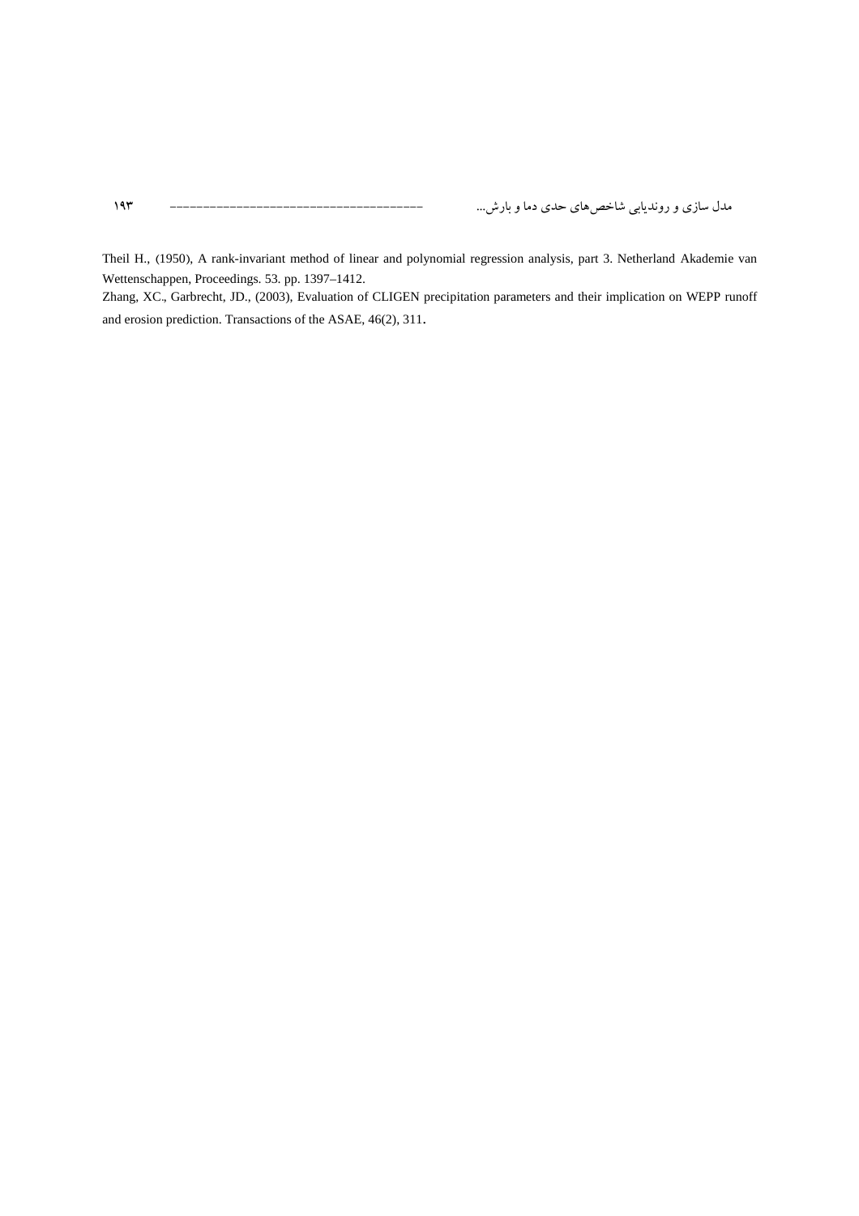Theil H., (1950), A rank-invariant method of linear and polynomial regression analysis, part 3. Netherland Akademie van Wettenschappen, Proceedings. 53. pp. 1397–1412.

Zhang, XC., Garbrecht, JD., (2003), Evaluation of CLIGEN precipitation parameters and their implication on WEPP runoff and erosion prediction. Transactions of the ASAE, 46(2), 311.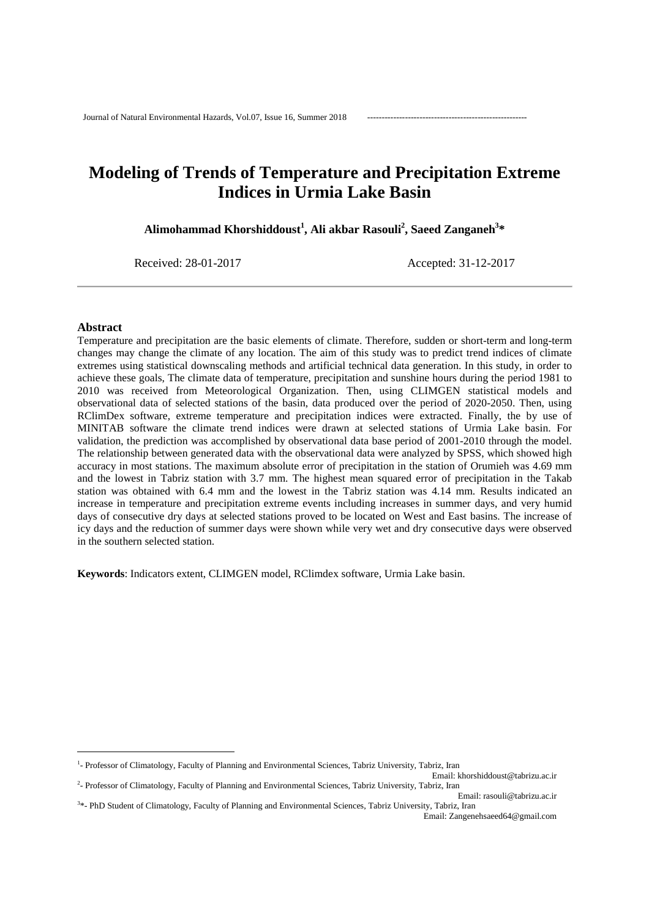# Modeling of Trends of Temperature and Precipitation Extreme Indices in Urmia Lake Basin

**Alimohammad Khorshiddoust[1], Ali akbar Rasouli[2], Saeed Zanganeh[3]***

Received: 28-01-2017 Accepted: 31-12-2017

## Abstract

Temperature and precipitation are the basic elements of climate. Therefore, sudden or short-term and long-term changes may change the climate of any location. The aim of this study was to predict trend indices of climate extremes using statistical downscaling methods and artificial technical data generation. In this study, in order to achieve these goals, The climate data of temperature, precipitation and sunshine hours during the period 1981 to 2010 was received from Meteorological Organization. Then, using CLIMGEN statistical models and observational data of selected stations of the basin, data produced over the period of 2020-2050. Then, using RClimDex software, extreme temperature and precipitation indices were extracted. Finally, the by use of MINITAB software the climate trend indices were drawn at selected stations of Urmia Lake basin. For validation, the prediction was accomplished by observational data base period of 2001-2010 through the model. The relationship between generated data with the observational data were analyzed by SPSS, which showed high accuracy in most stations. The maximum absolute error of precipitation in the station of Orumieh was 4.69 mm and the lowest in Tabriz station with 3.7 mm. The highest mean squared error of precipitation in the Takab station was obtained with 6.4 mm and the lowest in the Tabriz station was 4.14 mm. Results indicated an increase in temperature and precipitation extreme events including increases in summer days, and very humid days of consecutive dry days at selected stations proved to be located on West and East basins. The increase of icy days and the reduction of summer days were shown while very wet and dry consecutive days were observed in the southern selected station.

**Keywords**: Indicators extent, CLIMGEN model, RClimdex software, Urmia Lake basin.

---

[1]- Professor of Climatology, Faculty of Planning and Environmental Sciences, Tabriz University, Tabriz, Iran
Email: khorshiddoust@tabrizu.ac.ir

[2]- Professor of Climatology, Faculty of Planning and Environmental Sciences, Tabriz University, Tabriz, Iran
Email: rasouli@tabrizu.ac.ir

[3]*- PhD Student of Climatology, Faculty of Planning and Environmental Sciences, Tabriz University, Tabriz, Iran
Email: Zangenehsaeed64@gmail.com